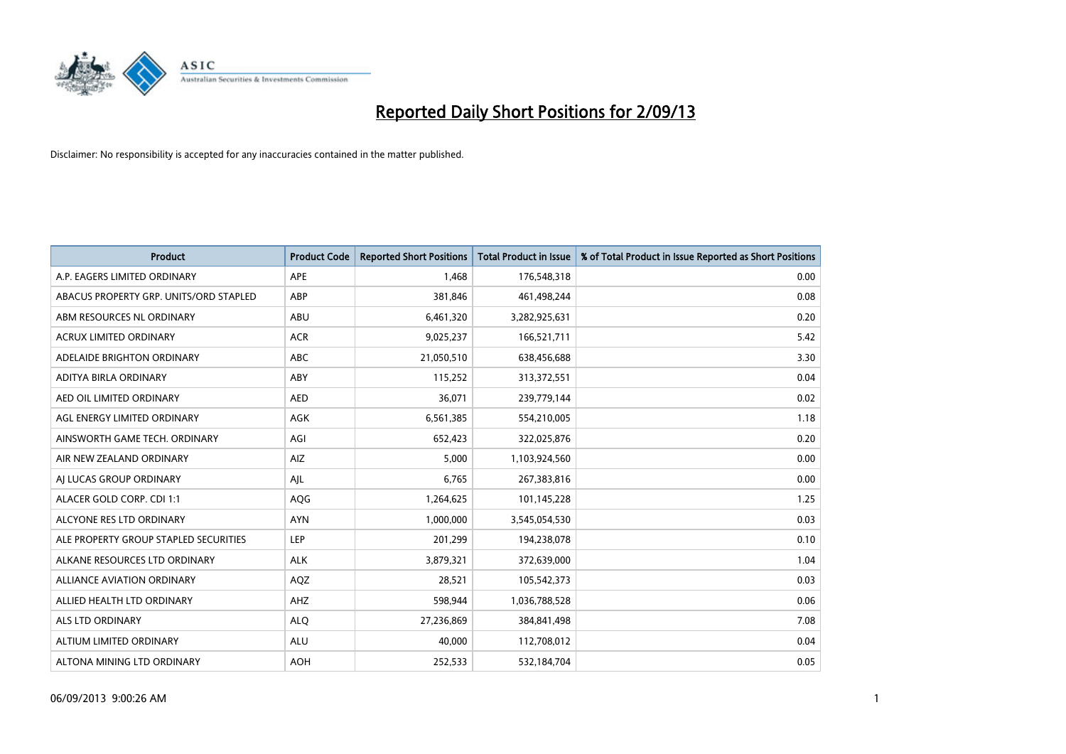# Reported Daily Short Positions for 2/09/13

Disclaimer: No responsibility is accepted for any inaccuracies contained in the matter published.

| Product | Product Code | Reported Short Positions | Total Product in Issue | % of Total Product in Issue Reported as Short Positions |
|---|---|---|---|---|
| A.P. EAGERS LIMITED ORDINARY | APE | 1,468 | 176,548,318 | 0.00 |
| ABACUS PROPERTY GRP. UNITS/ORD STAPLED | ABP | 381,846 | 461,498,244 | 0.08 |
| ABM RESOURCES NL ORDINARY | ABU | 6,461,320 | 3,282,925,631 | 0.20 |
| ACRUX LIMITED ORDINARY | ACR | 9,025,237 | 166,521,711 | 5.42 |
| ADELAIDE BRIGHTON ORDINARY | ABC | 21,050,510 | 638,456,688 | 3.30 |
| ADITYA BIRLA ORDINARY | ABY | 115,252 | 313,372,551 | 0.04 |
| AED OIL LIMITED ORDINARY | AED | 36,071 | 239,779,144 | 0.02 |
| AGL ENERGY LIMITED ORDINARY | AGK | 6,561,385 | 554,210,005 | 1.18 |
| AINSWORTH GAME TECH. ORDINARY | AGI | 652,423 | 322,025,876 | 0.20 |
| AIR NEW ZEALAND ORDINARY | AIZ | 5,000 | 1,103,924,560 | 0.00 |
| AJ LUCAS GROUP ORDINARY | AJL | 6,765 | 267,383,816 | 0.00 |
| ALACER GOLD CORP. CDI 1:1 | AQG | 1,264,625 | 101,145,228 | 1.25 |
| ALCYONE RES LTD ORDINARY | AYN | 1,000,000 | 3,545,054,530 | 0.03 |
| ALE PROPERTY GROUP STAPLED SECURITIES | LEP | 201,299 | 194,238,078 | 0.10 |
| ALKANE RESOURCES LTD ORDINARY | ALK | 3,879,321 | 372,639,000 | 1.04 |
| ALLIANCE AVIATION ORDINARY | AQZ | 28,521 | 105,542,373 | 0.03 |
| ALLIED HEALTH LTD ORDINARY | AHZ | 598,944 | 1,036,788,528 | 0.06 |
| ALS LTD ORDINARY | ALQ | 27,236,869 | 384,841,498 | 7.08 |
| ALTIUM LIMITED ORDINARY | ALU | 40,000 | 112,708,012 | 0.04 |
| ALTONA MINING LTD ORDINARY | AOH | 252,533 | 532,184,704 | 0.05 |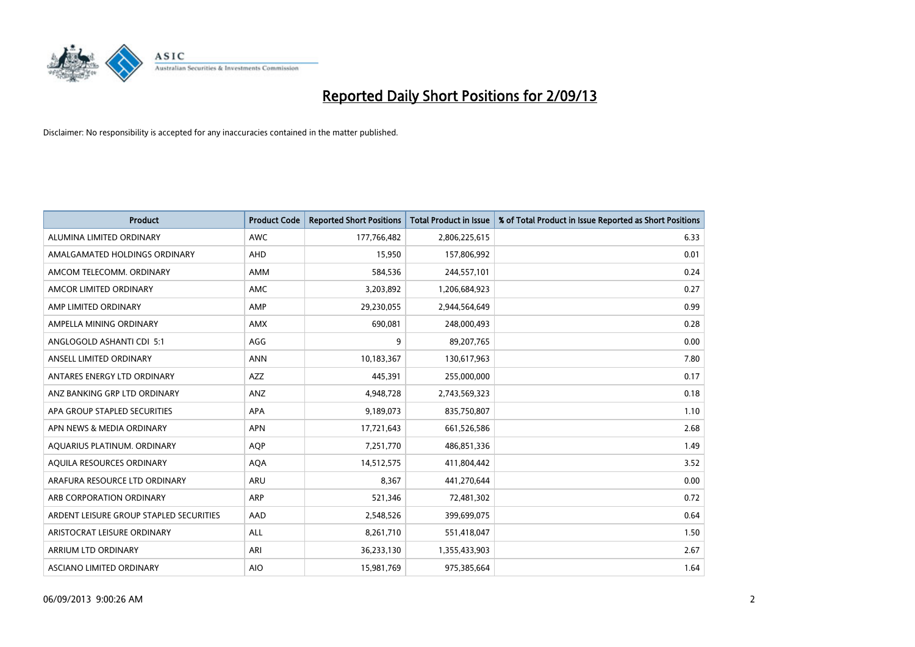# Reported Daily Short Positions for 2/09/13

Disclaimer: No responsibility is accepted for any inaccuracies contained in the matter published.

| Product | Product Code | Reported Short Positions | Total Product in Issue | % of Total Product in Issue Reported as Short Positions |
|---|---|---|---|---|
| ALUMINA LIMITED ORDINARY | AWC | 177,766,482 | 2,806,225,615 | 6.33 |
| AMALGAMATED HOLDINGS ORDINARY | AHD | 15,950 | 157,806,992 | 0.01 |
| AMCOM TELECOMM. ORDINARY | AMM | 584,536 | 244,557,101 | 0.24 |
| AMCOR LIMITED ORDINARY | AMC | 3,203,892 | 1,206,684,923 | 0.27 |
| AMP LIMITED ORDINARY | AMP | 29,230,055 | 2,944,564,649 | 0.99 |
| AMPELLA MINING ORDINARY | AMX | 690,081 | 248,000,493 | 0.28 |
| ANGLOGOLD ASHANTI CDI 5:1 | AGG | 9 | 89,207,765 | 0.00 |
| ANSELL LIMITED ORDINARY | ANN | 10,183,367 | 130,617,963 | 7.80 |
| ANTARES ENERGY LTD ORDINARY | AZZ | 445,391 | 255,000,000 | 0.17 |
| ANZ BANKING GRP LTD ORDINARY | ANZ | 4,948,728 | 2,743,569,323 | 0.18 |
| APA GROUP STAPLED SECURITIES | APA | 9,189,073 | 835,750,807 | 1.10 |
| APN NEWS & MEDIA ORDINARY | APN | 17,721,643 | 661,526,586 | 2.68 |
| AQUARIUS PLATINUM. ORDINARY | AQP | 7,251,770 | 486,851,336 | 1.49 |
| AQUILA RESOURCES ORDINARY | AQA | 14,512,575 | 411,804,442 | 3.52 |
| ARAFURA RESOURCE LTD ORDINARY | ARU | 8,367 | 441,270,644 | 0.00 |
| ARB CORPORATION ORDINARY | ARP | 521,346 | 72,481,302 | 0.72 |
| ARDENT LEISURE GROUP STAPLED SECURITIES | AAD | 2,548,526 | 399,699,075 | 0.64 |
| ARISTOCRAT LEISURE ORDINARY | ALL | 8,261,710 | 551,418,047 | 1.50 |
| ARRIUM LTD ORDINARY | ARI | 36,233,130 | 1,355,433,903 | 2.67 |
| ASCIANO LIMITED ORDINARY | AIO | 15,981,769 | 975,385,664 | 1.64 |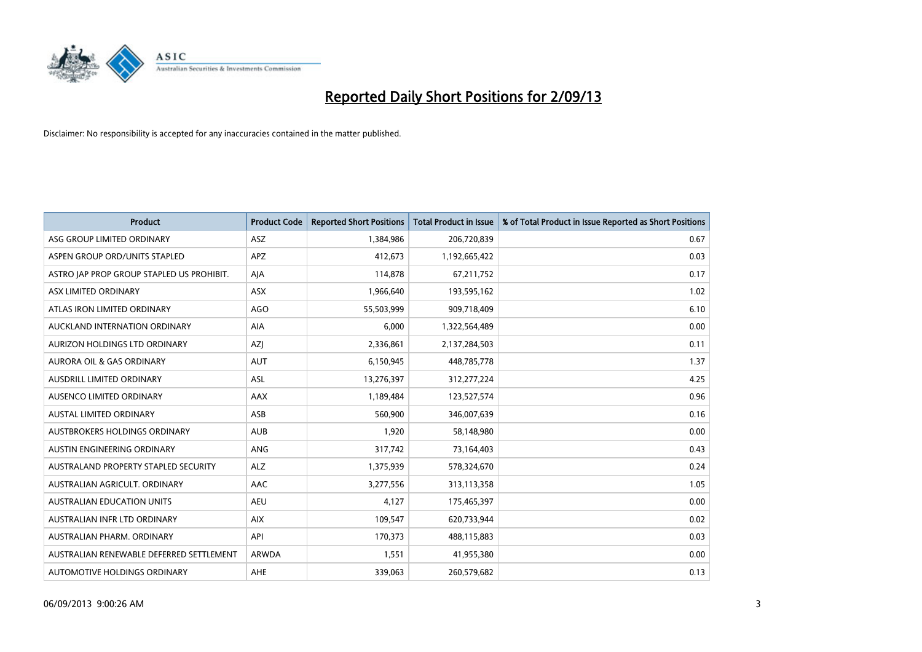# Reported Daily Short Positions for 2/09/13

Disclaimer: No responsibility is accepted for any inaccuracies contained in the matter published.

| Product | Product Code | Reported Short Positions | Total Product in Issue | % of Total Product in Issue Reported as Short Positions |
| --- | --- | --- | --- | --- |
| ASG GROUP LIMITED ORDINARY | ASZ | 1,384,986 | 206,720,839 | 0.67 |
| ASPEN GROUP ORD/UNITS STAPLED | APZ | 412,673 | 1,192,665,422 | 0.03 |
| ASTRO JAP PROP GROUP STAPLED US PROHIBIT. | AJA | 114,878 | 67,211,752 | 0.17 |
| ASX LIMITED ORDINARY | ASX | 1,966,640 | 193,595,162 | 1.02 |
| ATLAS IRON LIMITED ORDINARY | AGO | 55,503,999 | 909,718,409 | 6.10 |
| AUCKLAND INTERNATION ORDINARY | AIA | 6,000 | 1,322,564,489 | 0.00 |
| AURIZON HOLDINGS LTD ORDINARY | AZJ | 2,336,861 | 2,137,284,503 | 0.11 |
| AURORA OIL & GAS ORDINARY | AUT | 6,150,945 | 448,785,778 | 1.37 |
| AUSDRILL LIMITED ORDINARY | ASL | 13,276,397 | 312,277,224 | 4.25 |
| AUSENCO LIMITED ORDINARY | AAX | 1,189,484 | 123,527,574 | 0.96 |
| AUSTAL LIMITED ORDINARY | ASB | 560,900 | 346,007,639 | 0.16 |
| AUSTBROKERS HOLDINGS ORDINARY | AUB | 1,920 | 58,148,980 | 0.00 |
| AUSTIN ENGINEERING ORDINARY | ANG | 317,742 | 73,164,403 | 0.43 |
| AUSTRALAND PROPERTY STAPLED SECURITY | ALZ | 1,375,939 | 578,324,670 | 0.24 |
| AUSTRALIAN AGRICULT. ORDINARY | AAC | 3,277,556 | 313,113,358 | 1.05 |
| AUSTRALIAN EDUCATION UNITS | AEU | 4,127 | 175,465,397 | 0.00 |
| AUSTRALIAN INFR LTD ORDINARY | AIX | 109,547 | 620,733,944 | 0.02 |
| AUSTRALIAN PHARM. ORDINARY | API | 170,373 | 488,115,883 | 0.03 |
| AUSTRALIAN RENEWABLE DEFERRED SETTLEMENT | ARWDA | 1,551 | 41,955,380 | 0.00 |
| AUTOMOTIVE HOLDINGS ORDINARY | AHE | 339,063 | 260,579,682 | 0.13 |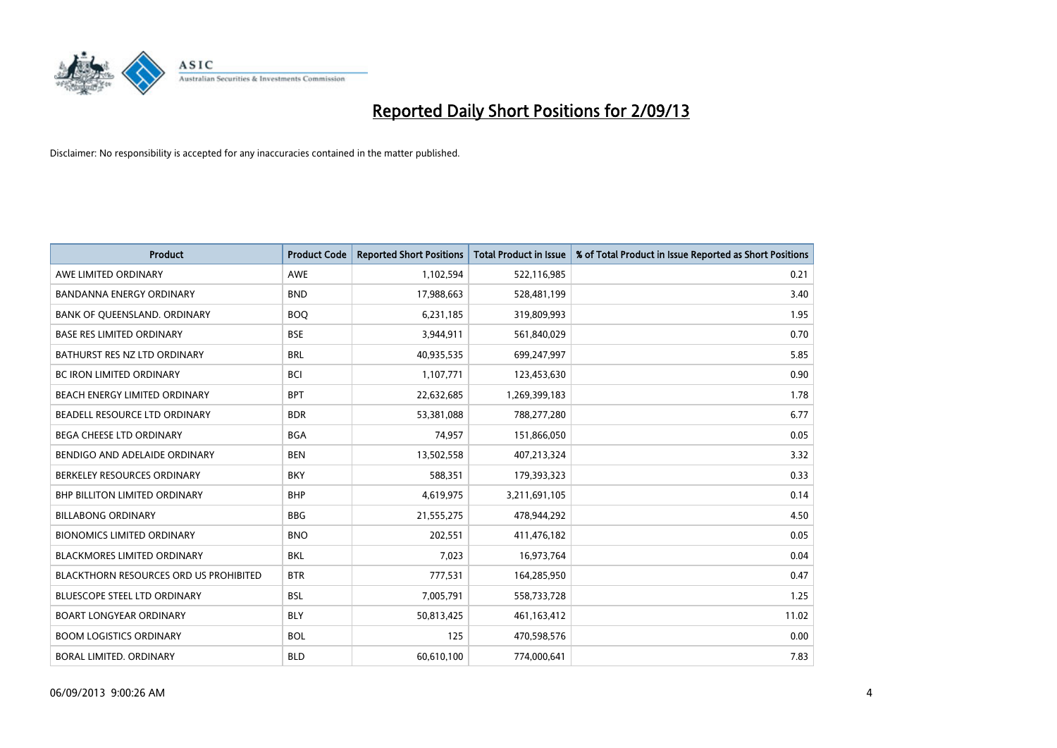# Reported Daily Short Positions for 2/09/13

Disclaimer: No responsibility is accepted for any inaccuracies contained in the matter published.

| Product | Product Code | Reported Short Positions | Total Product in Issue | % of Total Product in Issue Reported as Short Positions |
|---|---|---|---|---|
| AWE LIMITED ORDINARY | AWE | 1,102,594 | 522,116,985 | 0.21 |
| BANDANNA ENERGY ORDINARY | BND | 17,988,663 | 528,481,199 | 3.40 |
| BANK OF QUEENSLAND. ORDINARY | BOQ | 6,231,185 | 319,809,993 | 1.95 |
| BASE RES LIMITED ORDINARY | BSE | 3,944,911 | 561,840,029 | 0.70 |
| BATHURST RES NZ LTD ORDINARY | BRL | 40,935,535 | 699,247,997 | 5.85 |
| BC IRON LIMITED ORDINARY | BCI | 1,107,771 | 123,453,630 | 0.90 |
| BEACH ENERGY LIMITED ORDINARY | BPT | 22,632,685 | 1,269,399,183 | 1.78 |
| BEADELL RESOURCE LTD ORDINARY | BDR | 53,381,088 | 788,277,280 | 6.77 |
| BEGA CHEESE LTD ORDINARY | BGA | 74,957 | 151,866,050 | 0.05 |
| BENDIGO AND ADELAIDE ORDINARY | BEN | 13,502,558 | 407,213,324 | 3.32 |
| BERKELEY RESOURCES ORDINARY | BKY | 588,351 | 179,393,323 | 0.33 |
| BHP BILLITON LIMITED ORDINARY | BHP | 4,619,975 | 3,211,691,105 | 0.14 |
| BILLABONG ORDINARY | BBG | 21,555,275 | 478,944,292 | 4.50 |
| BIONOMICS LIMITED ORDINARY | BNO | 202,551 | 411,476,182 | 0.05 |
| BLACKMORES LIMITED ORDINARY | BKL | 7,023 | 16,973,764 | 0.04 |
| BLACKTHORN RESOURCES ORD US PROHIBITED | BTR | 777,531 | 164,285,950 | 0.47 |
| BLUESCOPE STEEL LTD ORDINARY | BSL | 7,005,791 | 558,733,728 | 1.25 |
| BOART LONGYEAR ORDINARY | BLY | 50,813,425 | 461,163,412 | 11.02 |
| BOOM LOGISTICS ORDINARY | BOL | 125 | 470,598,576 | 0.00 |
| BORAL LIMITED. ORDINARY | BLD | 60,610,100 | 774,000,641 | 7.83 |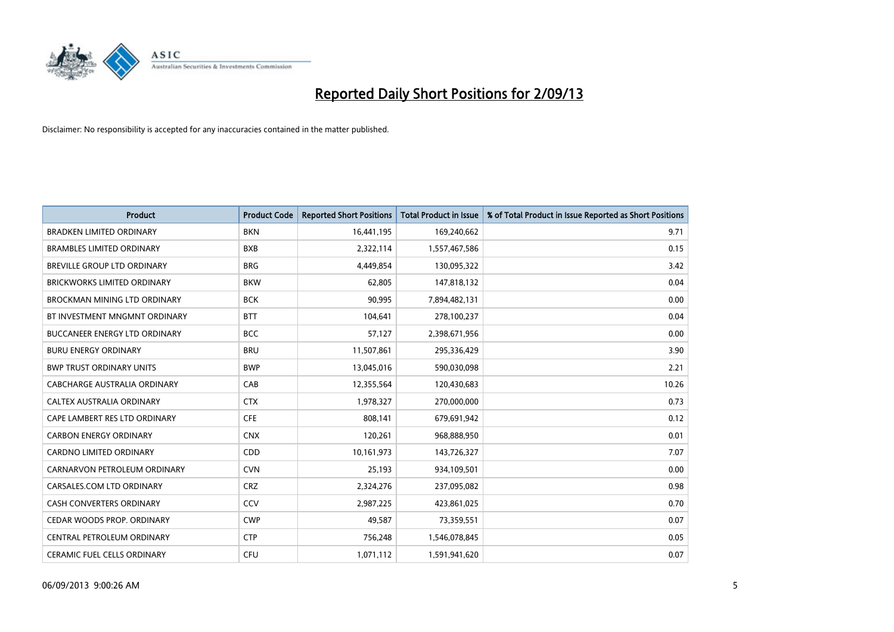# Reported Daily Short Positions for 2/09/13

Disclaimer: No responsibility is accepted for any inaccuracies contained in the matter published.

| Product | Product Code | Reported Short Positions | Total Product in Issue | % of Total Product in Issue Reported as Short Positions |
|---|---|---|---|---|
| BRADKEN LIMITED ORDINARY | BKN | 16,441,195 | 169,240,662 | 9.71 |
| BRAMBLES LIMITED ORDINARY | BXB | 2,322,114 | 1,557,467,586 | 0.15 |
| BREVILLE GROUP LTD ORDINARY | BRG | 4,449,854 | 130,095,322 | 3.42 |
| BRICKWORKS LIMITED ORDINARY | BKW | 62,805 | 147,818,132 | 0.04 |
| BROCKMAN MINING LTD ORDINARY | BCK | 90,995 | 7,894,482,131 | 0.00 |
| BT INVESTMENT MNGMNT ORDINARY | BTT | 104,641 | 278,100,237 | 0.04 |
| BUCCANEER ENERGY LTD ORDINARY | BCC | 57,127 | 2,398,671,956 | 0.00 |
| BURU ENERGY ORDINARY | BRU | 11,507,861 | 295,336,429 | 3.90 |
| BWP TRUST ORDINARY UNITS | BWP | 13,045,016 | 590,030,098 | 2.21 |
| CABCHARGE AUSTRALIA ORDINARY | CAB | 12,355,564 | 120,430,683 | 10.26 |
| CALTEX AUSTRALIA ORDINARY | CTX | 1,978,327 | 270,000,000 | 0.73 |
| CAPE LAMBERT RES LTD ORDINARY | CFE | 808,141 | 679,691,942 | 0.12 |
| CARBON ENERGY ORDINARY | CNX | 120,261 | 968,888,950 | 0.01 |
| CARDNO LIMITED ORDINARY | CDD | 10,161,973 | 143,726,327 | 7.07 |
| CARNARVON PETROLEUM ORDINARY | CVN | 25,193 | 934,109,501 | 0.00 |
| CARSALES.COM LTD ORDINARY | CRZ | 2,324,276 | 237,095,082 | 0.98 |
| CASH CONVERTERS ORDINARY | CCV | 2,987,225 | 423,861,025 | 0.70 |
| CEDAR WOODS PROP. ORDINARY | CWP | 49,587 | 73,359,551 | 0.07 |
| CENTRAL PETROLEUM ORDINARY | CTP | 756,248 | 1,546,078,845 | 0.05 |
| CERAMIC FUEL CELLS ORDINARY | CFU | 1,071,112 | 1,591,941,620 | 0.07 |

06/09/2013 9:00:26 AM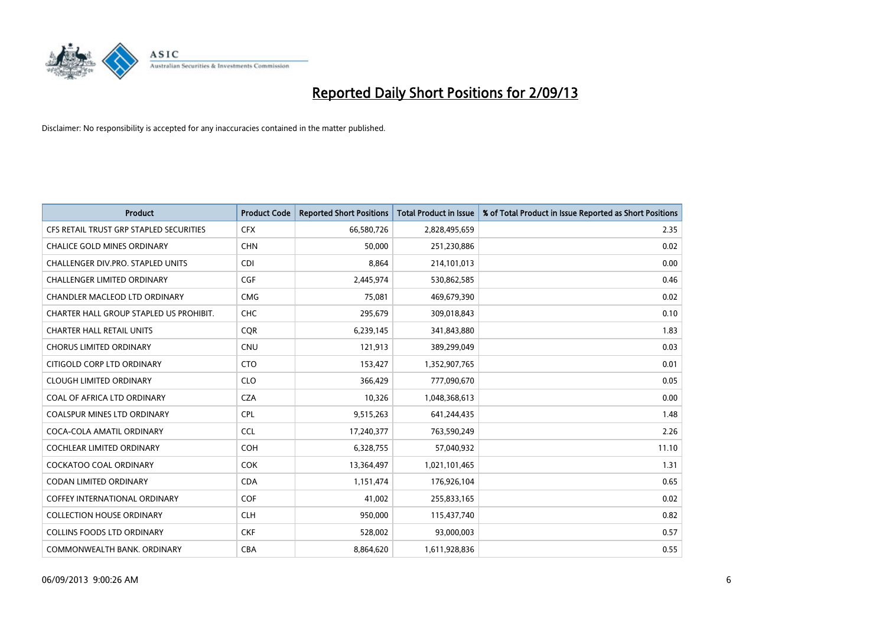# Reported Daily Short Positions for 2/09/13

Disclaimer: No responsibility is accepted for any inaccuracies contained in the matter published.

| Product | Product Code | Reported Short Positions | Total Product in Issue | % of Total Product in Issue Reported as Short Positions |
|---|---|---|---|---|
| CFS RETAIL TRUST GRP STAPLED SECURITIES | CFX | 66,580,726 | 2,828,495,659 | 2.35 |
| CHALICE GOLD MINES ORDINARY | CHN | 50,000 | 251,230,886 | 0.02 |
| CHALLENGER DIV.PRO. STAPLED UNITS | CDI | 8,864 | 214,101,013 | 0.00 |
| CHALLENGER LIMITED ORDINARY | CGF | 2,445,974 | 530,862,585 | 0.46 |
| CHANDLER MACLEOD LTD ORDINARY | CMG | 75,081 | 469,679,390 | 0.02 |
| CHARTER HALL GROUP STAPLED US PROHIBIT. | CHC | 295,679 | 309,018,843 | 0.10 |
| CHARTER HALL RETAIL UNITS | CQR | 6,239,145 | 341,843,880 | 1.83 |
| CHORUS LIMITED ORDINARY | CNU | 121,913 | 389,299,049 | 0.03 |
| CITIGOLD CORP LTD ORDINARY | CTO | 153,427 | 1,352,907,765 | 0.01 |
| CLOUGH LIMITED ORDINARY | CLO | 366,429 | 777,090,670 | 0.05 |
| COAL OF AFRICA LTD ORDINARY | CZA | 10,326 | 1,048,368,613 | 0.00 |
| COALSPUR MINES LTD ORDINARY | CPL | 9,515,263 | 641,244,435 | 1.48 |
| COCA-COLA AMATIL ORDINARY | CCL | 17,240,377 | 763,590,249 | 2.26 |
| COCHLEAR LIMITED ORDINARY | COH | 6,328,755 | 57,040,932 | 11.10 |
| COCKATOO COAL ORDINARY | COK | 13,364,497 | 1,021,101,465 | 1.31 |
| CODAN LIMITED ORDINARY | CDA | 1,151,474 | 176,926,104 | 0.65 |
| COFFEY INTERNATIONAL ORDINARY | COF | 41,002 | 255,833,165 | 0.02 |
| COLLECTION HOUSE ORDINARY | CLH | 950,000 | 115,437,740 | 0.82 |
| COLLINS FOODS LTD ORDINARY | CKF | 528,002 | 93,000,003 | 0.57 |
| COMMONWEALTH BANK. ORDINARY | CBA | 8,864,620 | 1,611,928,836 | 0.55 |

06/09/2013 9:00:26 AM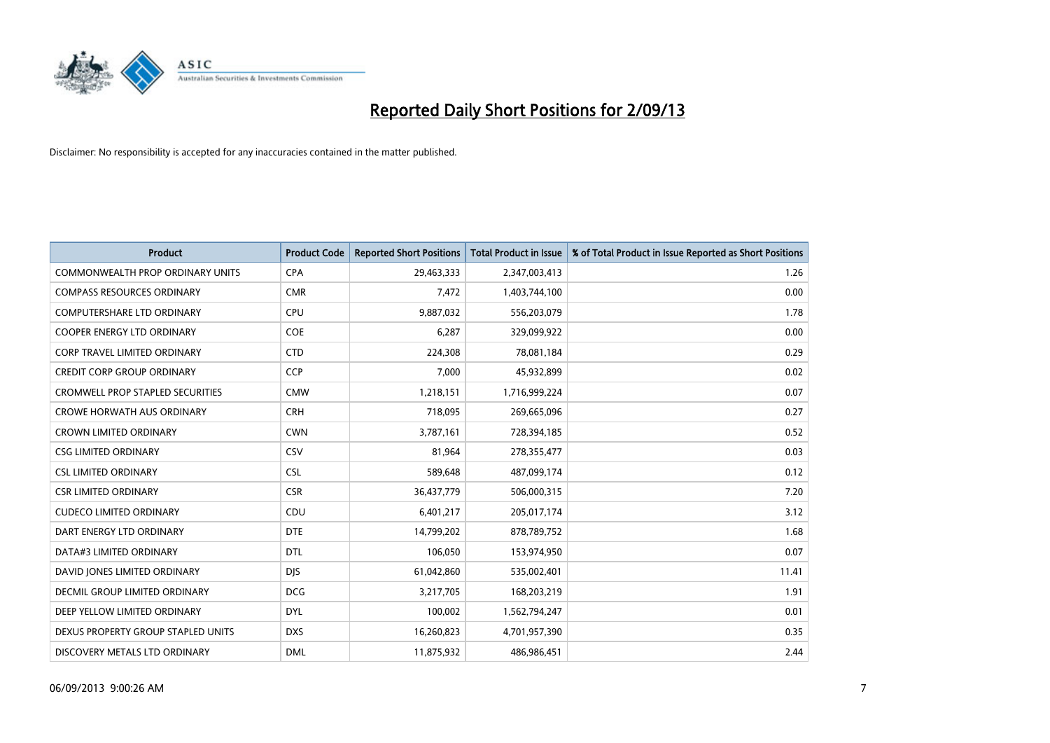# Reported Daily Short Positions for 2/09/13

Disclaimer: No responsibility is accepted for any inaccuracies contained in the matter published.

| Product | Product Code | Reported Short Positions | Total Product in Issue | % of Total Product in Issue Reported as Short Positions |
|---|---|---|---|---|
| COMMONWEALTH PROP ORDINARY UNITS | CPA | 29,463,333 | 2,347,003,413 | 1.26 |
| COMPASS RESOURCES ORDINARY | CMR | 7,472 | 1,403,744,100 | 0.00 |
| COMPUTERSHARE LTD ORDINARY | CPU | 9,887,032 | 556,203,079 | 1.78 |
| COOPER ENERGY LTD ORDINARY | COE | 6,287 | 329,099,922 | 0.00 |
| CORP TRAVEL LIMITED ORDINARY | CTD | 224,308 | 78,081,184 | 0.29 |
| CREDIT CORP GROUP ORDINARY | CCP | 7,000 | 45,932,899 | 0.02 |
| CROMWELL PROP STAPLED SECURITIES | CMW | 1,218,151 | 1,716,999,224 | 0.07 |
| CROWE HORWATH AUS ORDINARY | CRH | 718,095 | 269,665,096 | 0.27 |
| CROWN LIMITED ORDINARY | CWN | 3,787,161 | 728,394,185 | 0.52 |
| CSG LIMITED ORDINARY | CSV | 81,964 | 278,355,477 | 0.03 |
| CSL LIMITED ORDINARY | CSL | 589,648 | 487,099,174 | 0.12 |
| CSR LIMITED ORDINARY | CSR | 36,437,779 | 506,000,315 | 7.20 |
| CUDECO LIMITED ORDINARY | CDU | 6,401,217 | 205,017,174 | 3.12 |
| DART ENERGY LTD ORDINARY | DTE | 14,799,202 | 878,789,752 | 1.68 |
| DATA#3 LIMITED ORDINARY | DTL | 106,050 | 153,974,950 | 0.07 |
| DAVID JONES LIMITED ORDINARY | DJS | 61,042,860 | 535,002,401 | 11.41 |
| DECMIL GROUP LIMITED ORDINARY | DCG | 3,217,705 | 168,203,219 | 1.91 |
| DEEP YELLOW LIMITED ORDINARY | DYL | 100,002 | 1,562,794,247 | 0.01 |
| DEXUS PROPERTY GROUP STAPLED UNITS | DXS | 16,260,823 | 4,701,957,390 | 0.35 |
| DISCOVERY METALS LTD ORDINARY | DML | 11,875,932 | 486,986,451 | 2.44 |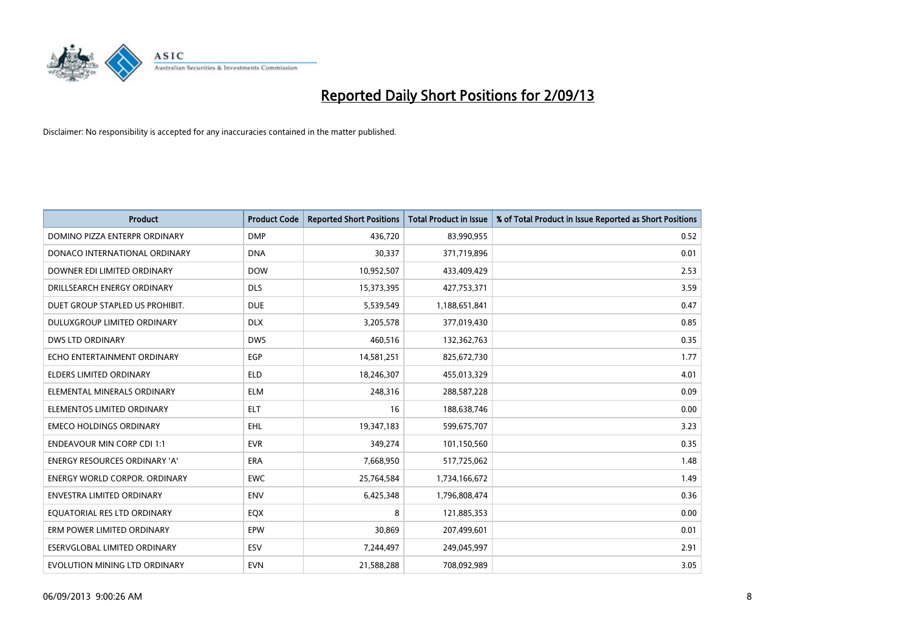# Reported Daily Short Positions for 2/09/13

Disclaimer: No responsibility is accepted for any inaccuracies contained in the matter published.

| Product | Product Code | Reported Short Positions | Total Product in Issue | % of Total Product in Issue Reported as Short Positions |
|---|---|---|---|---|
| DOMINO PIZZA ENTERPR ORDINARY | DMP | 436,720 | 83,990,955 | 0.52 |
| DONACO INTERNATIONAL ORDINARY | DNA | 30,337 | 371,719,896 | 0.01 |
| DOWNER EDI LIMITED ORDINARY | DOW | 10,952,507 | 433,409,429 | 2.53 |
| DRILLSEARCH ENERGY ORDINARY | DLS | 15,373,395 | 427,753,371 | 3.59 |
| DUET GROUP STAPLED US PROHIBIT. | DUE | 5,539,549 | 1,188,651,841 | 0.47 |
| DULUXGROUP LIMITED ORDINARY | DLX | 3,205,578 | 377,019,430 | 0.85 |
| DWS LTD ORDINARY | DWS | 460,516 | 132,362,763 | 0.35 |
| ECHO ENTERTAINMENT ORDINARY | EGP | 14,581,251 | 825,672,730 | 1.77 |
| ELDERS LIMITED ORDINARY | ELD | 18,246,307 | 455,013,329 | 4.01 |
| ELEMENTAL MINERALS ORDINARY | ELM | 248,316 | 288,587,228 | 0.09 |
| ELEMENTOS LIMITED ORDINARY | ELT | 16 | 188,638,746 | 0.00 |
| EMECO HOLDINGS ORDINARY | EHL | 19,347,183 | 599,675,707 | 3.23 |
| ENDEAVOUR MIN CORP CDI 1:1 | EVR | 349,274 | 101,150,560 | 0.35 |
| ENERGY RESOURCES ORDINARY 'A' | ERA | 7,668,950 | 517,725,062 | 1.48 |
| ENERGY WORLD CORPOR. ORDINARY | EWC | 25,764,584 | 1,734,166,672 | 1.49 |
| ENVESTRA LIMITED ORDINARY | ENV | 6,425,348 | 1,796,808,474 | 0.36 |
| EQUATORIAL RES LTD ORDINARY | EQX | 8 | 121,885,353 | 0.00 |
| ERM POWER LIMITED ORDINARY | EPW | 30,869 | 207,499,601 | 0.01 |
| ESERVGLOBAL LIMITED ORDINARY | ESV | 7,244,497 | 249,045,997 | 2.91 |
| EVOLUTION MINING LTD ORDINARY | EVN | 21,588,288 | 708,092,989 | 3.05 |

06/09/2013 9:00:26 AM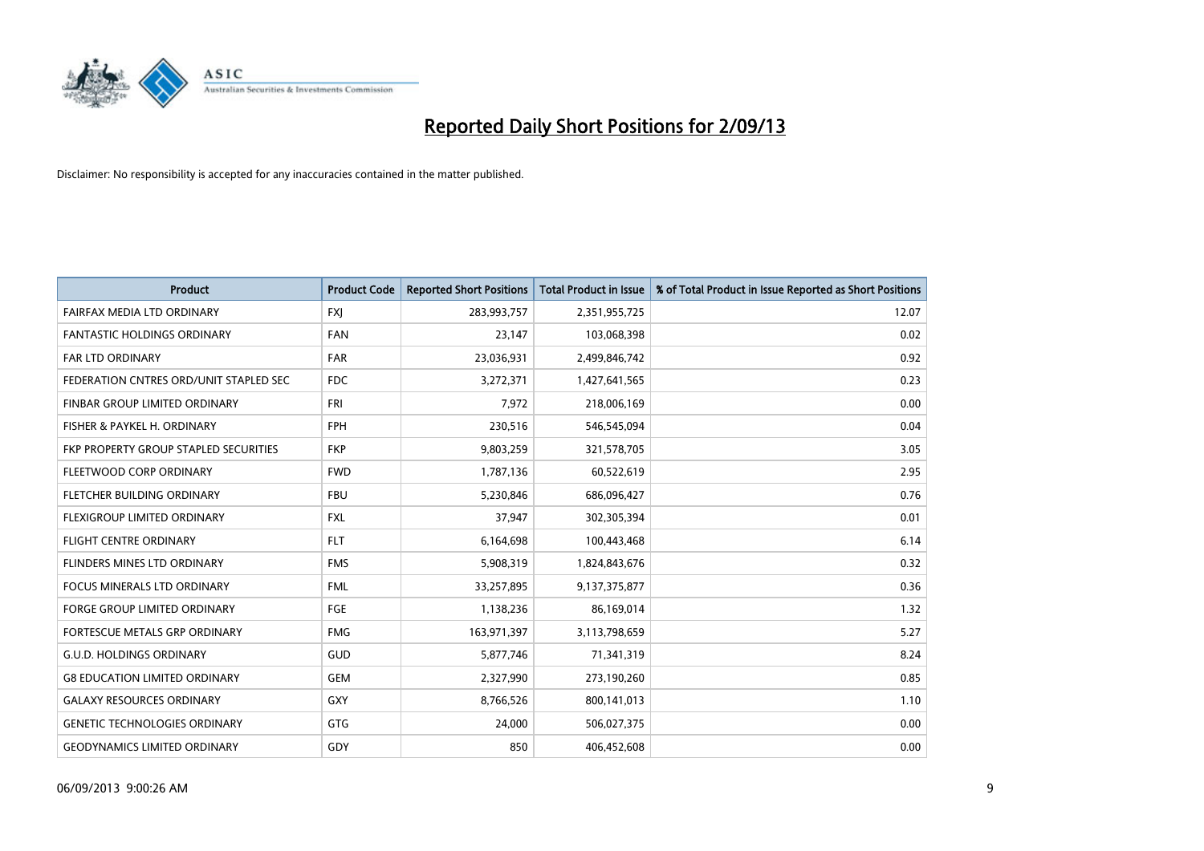# Reported Daily Short Positions for 2/09/13

Disclaimer: No responsibility is accepted for any inaccuracies contained in the matter published.

| Product | Product Code | Reported Short Positions | Total Product in Issue | % of Total Product in Issue Reported as Short Positions |
|---|---|---|---|---|
| FAIRFAX MEDIA LTD ORDINARY | FXJ | 283,993,757 | 2,351,955,725 | 12.07 |
| FANTASTIC HOLDINGS ORDINARY | FAN | 23,147 | 103,068,398 | 0.02 |
| FAR LTD ORDINARY | FAR | 23,036,931 | 2,499,846,742 | 0.92 |
| FEDERATION CNTRES ORD/UNIT STAPLED SEC | FDC | 3,272,371 | 1,427,641,565 | 0.23 |
| FINBAR GROUP LIMITED ORDINARY | FRI | 7,972 | 218,006,169 | 0.00 |
| FISHER & PAYKEL H. ORDINARY | FPH | 230,516 | 546,545,094 | 0.04 |
| FKP PROPERTY GROUP STAPLED SECURITIES | FKP | 9,803,259 | 321,578,705 | 3.05 |
| FLEETWOOD CORP ORDINARY | FWD | 1,787,136 | 60,522,619 | 2.95 |
| FLETCHER BUILDING ORDINARY | FBU | 5,230,846 | 686,096,427 | 0.76 |
| FLEXIGROUP LIMITED ORDINARY | FXL | 37,947 | 302,305,394 | 0.01 |
| FLIGHT CENTRE ORDINARY | FLT | 6,164,698 | 100,443,468 | 6.14 |
| FLINDERS MINES LTD ORDINARY | FMS | 5,908,319 | 1,824,843,676 | 0.32 |
| FOCUS MINERALS LTD ORDINARY | FML | 33,257,895 | 9,137,375,877 | 0.36 |
| FORGE GROUP LIMITED ORDINARY | FGE | 1,138,236 | 86,169,014 | 1.32 |
| FORTESCUE METALS GRP ORDINARY | FMG | 163,971,397 | 3,113,798,659 | 5.27 |
| G.U.D. HOLDINGS ORDINARY | GUD | 5,877,746 | 71,341,319 | 8.24 |
| G8 EDUCATION LIMITED ORDINARY | GEM | 2,327,990 | 273,190,260 | 0.85 |
| GALAXY RESOURCES ORDINARY | GXY | 8,766,526 | 800,141,013 | 1.10 |
| GENETIC TECHNOLOGIES ORDINARY | GTG | 24,000 | 506,027,375 | 0.00 |
| GEODYNAMICS LIMITED ORDINARY | GDY | 850 | 406,452,608 | 0.00 |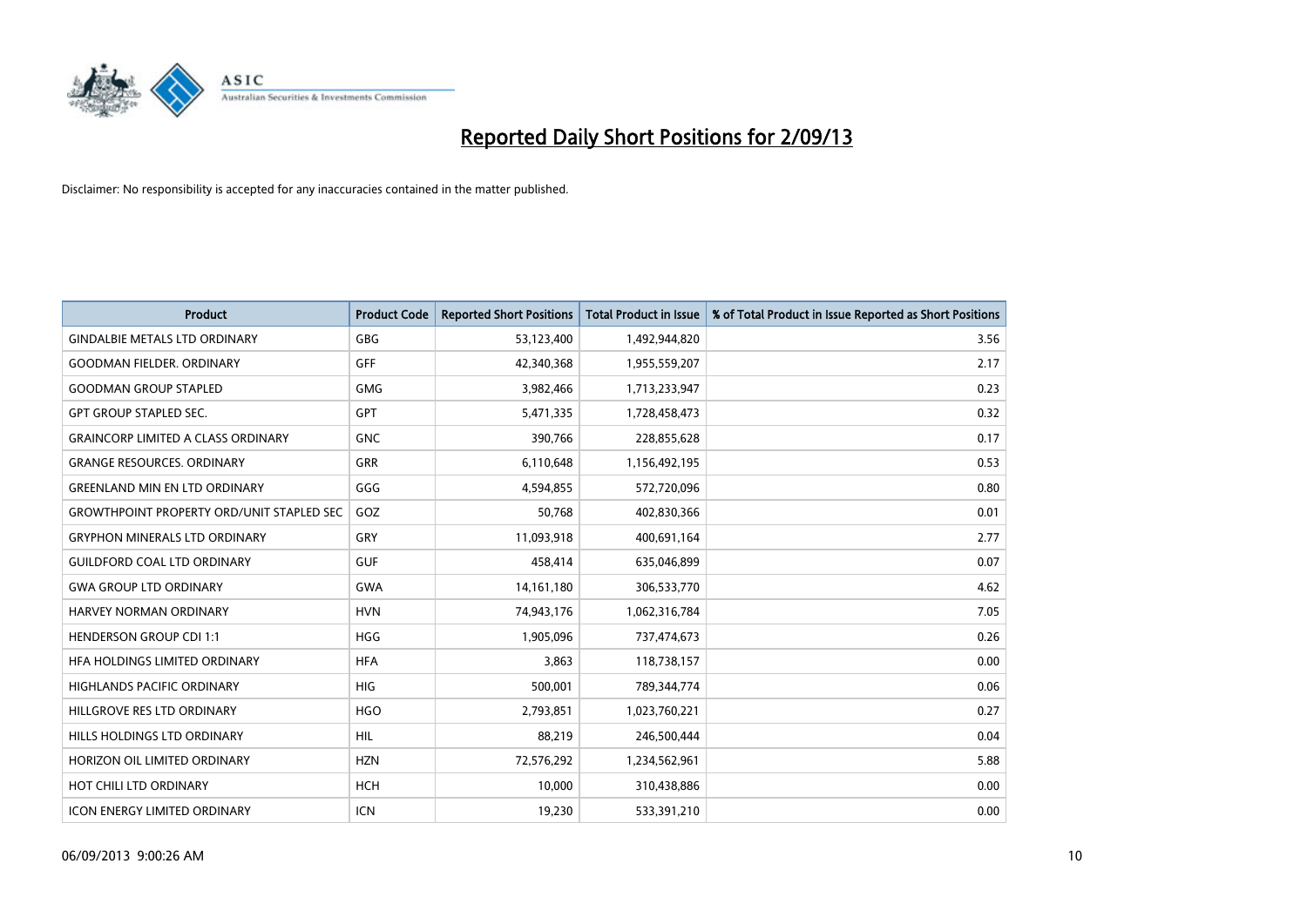# Reported Daily Short Positions for 2/09/13

Disclaimer: No responsibility is accepted for any inaccuracies contained in the matter published.

| Product | Product Code | Reported Short Positions | Total Product in Issue | % of Total Product in Issue Reported as Short Positions |
|---|---|---|---|---|
| GINDALBIE METALS LTD ORDINARY | GBG | 53,123,400 | 1,492,944,820 | 3.56 |
| GOODMAN FIELDER. ORDINARY | GFF | 42,340,368 | 1,955,559,207 | 2.17 |
| GOODMAN GROUP STAPLED | GMG | 3,982,466 | 1,713,233,947 | 0.23 |
| GPT GROUP STAPLED SEC. | GPT | 5,471,335 | 1,728,458,473 | 0.32 |
| GRAINCORP LIMITED A CLASS ORDINARY | GNC | 390,766 | 228,855,628 | 0.17 |
| GRANGE RESOURCES. ORDINARY | GRR | 6,110,648 | 1,156,492,195 | 0.53 |
| GREENLAND MIN EN LTD ORDINARY | GGG | 4,594,855 | 572,720,096 | 0.80 |
| GROWTHPOINT PROPERTY ORD/UNIT STAPLED SEC | GOZ | 50,768 | 402,830,366 | 0.01 |
| GRYPHON MINERALS LTD ORDINARY | GRY | 11,093,918 | 400,691,164 | 2.77 |
| GUILDFORD COAL LTD ORDINARY | GUF | 458,414 | 635,046,899 | 0.07 |
| GWA GROUP LTD ORDINARY | GWA | 14,161,180 | 306,533,770 | 4.62 |
| HARVEY NORMAN ORDINARY | HVN | 74,943,176 | 1,062,316,784 | 7.05 |
| HENDERSON GROUP CDI 1:1 | HGG | 1,905,096 | 737,474,673 | 0.26 |
| HFA HOLDINGS LIMITED ORDINARY | HFA | 3,863 | 118,738,157 | 0.00 |
| HIGHLANDS PACIFIC ORDINARY | HIG | 500,001 | 789,344,774 | 0.06 |
| HILLGROVE RES LTD ORDINARY | HGO | 2,793,851 | 1,023,760,221 | 0.27 |
| HILLS HOLDINGS LTD ORDINARY | HIL | 88,219 | 246,500,444 | 0.04 |
| HORIZON OIL LIMITED ORDINARY | HZN | 72,576,292 | 1,234,562,961 | 5.88 |
| HOT CHILI LTD ORDINARY | HCH | 10,000 | 310,438,886 | 0.00 |
| ICON ENERGY LIMITED ORDINARY | ICN | 19,230 | 533,391,210 | 0.00 |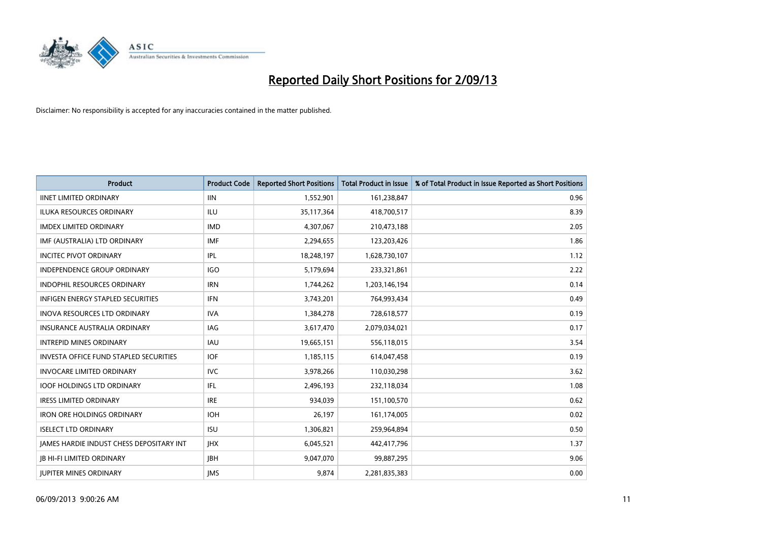# Reported Daily Short Positions for 2/09/13

Disclaimer: No responsibility is accepted for any inaccuracies contained in the matter published.

| Product | Product Code | Reported Short Positions | Total Product in Issue | % of Total Product in Issue Reported as Short Positions |
|---|---|---|---|---|
| IINET LIMITED ORDINARY | IIN | 1,552,901 | 161,238,847 | 0.96 |
| ILUKA RESOURCES ORDINARY | ILU | 35,117,364 | 418,700,517 | 8.39 |
| IMDEX LIMITED ORDINARY | IMD | 4,307,067 | 210,473,188 | 2.05 |
| IMF (AUSTRALIA) LTD ORDINARY | IMF | 2,294,655 | 123,203,426 | 1.86 |
| INCITEC PIVOT ORDINARY | IPL | 18,248,197 | 1,628,730,107 | 1.12 |
| INDEPENDENCE GROUP ORDINARY | IGO | 5,179,694 | 233,321,861 | 2.22 |
| INDOPHIL RESOURCES ORDINARY | IRN | 1,744,262 | 1,203,146,194 | 0.14 |
| INFIGEN ENERGY STAPLED SECURITIES | IFN | 3,743,201 | 764,993,434 | 0.49 |
| INOVA RESOURCES LTD ORDINARY | IVA | 1,384,278 | 728,618,577 | 0.19 |
| INSURANCE AUSTRALIA ORDINARY | IAG | 3,617,470 | 2,079,034,021 | 0.17 |
| INTREPID MINES ORDINARY | IAU | 19,665,151 | 556,118,015 | 3.54 |
| INVESTA OFFICE FUND STAPLED SECURITIES | IOF | 1,185,115 | 614,047,458 | 0.19 |
| INVOCARE LIMITED ORDINARY | IVC | 3,978,266 | 110,030,298 | 3.62 |
| IOOF HOLDINGS LTD ORDINARY | IFL | 2,496,193 | 232,118,034 | 1.08 |
| IRESS LIMITED ORDINARY | IRE | 934,039 | 151,100,570 | 0.62 |
| IRON ORE HOLDINGS ORDINARY | IOH | 26,197 | 161,174,005 | 0.02 |
| ISELECT LTD ORDINARY | ISU | 1,306,821 | 259,964,894 | 0.50 |
| JAMES HARDIE INDUST CHESS DEPOSITARY INT | JHX | 6,045,521 | 442,417,796 | 1.37 |
| JB HI-FI LIMITED ORDINARY | JBH | 9,047,070 | 99,887,295 | 9.06 |
| JUPITER MINES ORDINARY | JMS | 9,874 | 2,281,835,383 | 0.00 |

06/09/2013 9:00:26 AM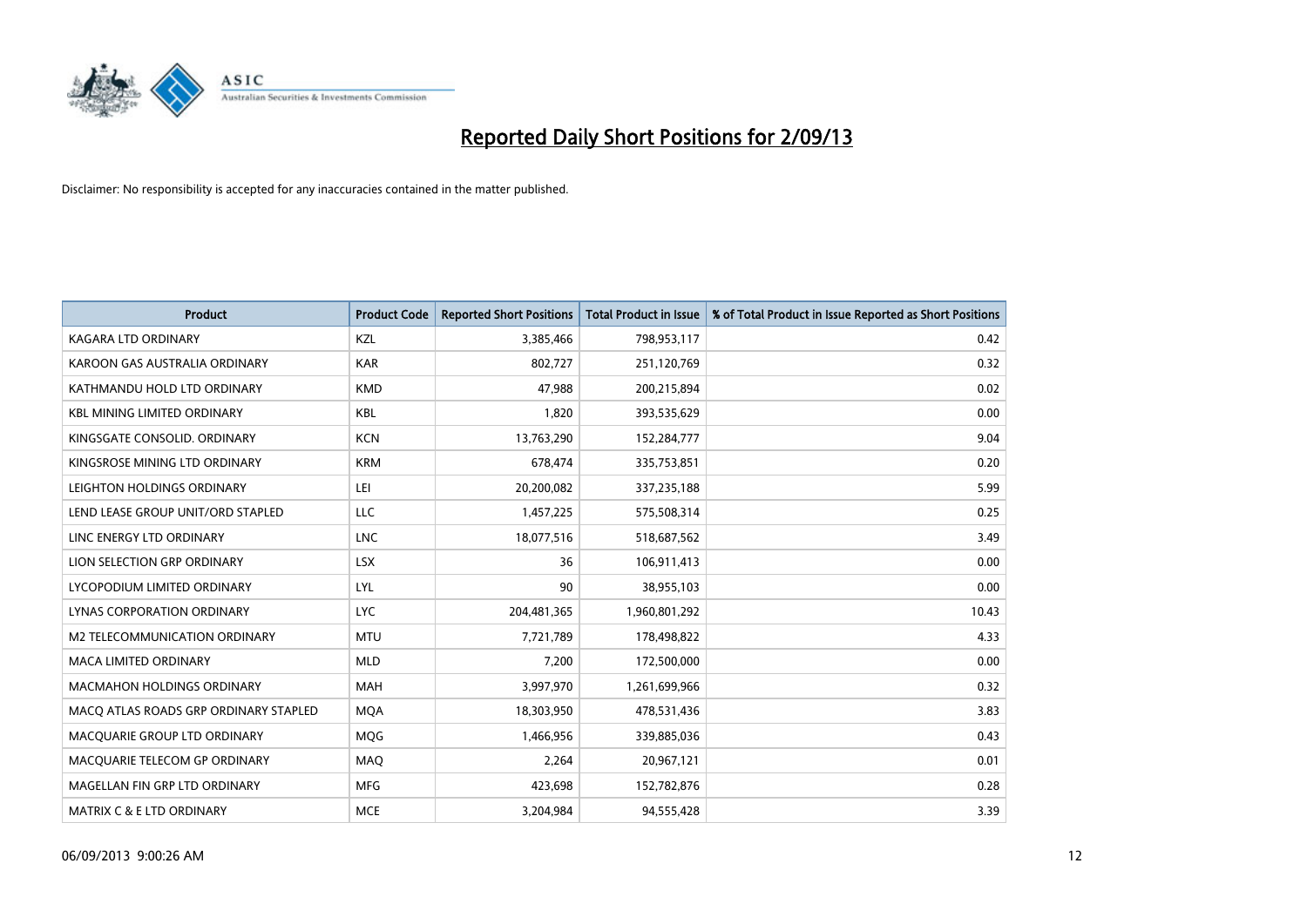# Reported Daily Short Positions for 2/09/13

Disclaimer: No responsibility is accepted for any inaccuracies contained in the matter published.

| Product | Product Code | Reported Short Positions | Total Product in Issue | % of Total Product in Issue Reported as Short Positions |
|---|---|---|---|---|
| KAGARA LTD ORDINARY | KZL | 3,385,466 | 798,953,117 | 0.42 |
| KAROON GAS AUSTRALIA ORDINARY | KAR | 802,727 | 251,120,769 | 0.32 |
| KATHMANDU HOLD LTD ORDINARY | KMD | 47,988 | 200,215,894 | 0.02 |
| KBL MINING LIMITED ORDINARY | KBL | 1,820 | 393,535,629 | 0.00 |
| KINGSGATE CONSOLID. ORDINARY | KCN | 13,763,290 | 152,284,777 | 9.04 |
| KINGSROSE MINING LTD ORDINARY | KRM | 678,474 | 335,753,851 | 0.20 |
| LEIGHTON HOLDINGS ORDINARY | LEI | 20,200,082 | 337,235,188 | 5.99 |
| LEND LEASE GROUP UNIT/ORD STAPLED | LLC | 1,457,225 | 575,508,314 | 0.25 |
| LINC ENERGY LTD ORDINARY | LNC | 18,077,516 | 518,687,562 | 3.49 |
| LION SELECTION GRP ORDINARY | LSX | 36 | 106,911,413 | 0.00 |
| LYCOPODIUM LIMITED ORDINARY | LYL | 90 | 38,955,103 | 0.00 |
| LYNAS CORPORATION ORDINARY | LYC | 204,481,365 | 1,960,801,292 | 10.43 |
| M2 TELECOMMUNICATION ORDINARY | MTU | 7,721,789 | 178,498,822 | 4.33 |
| MACA LIMITED ORDINARY | MLD | 7,200 | 172,500,000 | 0.00 |
| MACMAHON HOLDINGS ORDINARY | MAH | 3,997,970 | 1,261,699,966 | 0.32 |
| MACQ ATLAS ROADS GRP ORDINARY STAPLED | MQA | 18,303,950 | 478,531,436 | 3.83 |
| MACQUARIE GROUP LTD ORDINARY | MQG | 1,466,956 | 339,885,036 | 0.43 |
| MACQUARIE TELECOM GP ORDINARY | MAQ | 2,264 | 20,967,121 | 0.01 |
| MAGELLAN FIN GRP LTD ORDINARY | MFG | 423,698 | 152,782,876 | 0.28 |
| MATRIX C & E LTD ORDINARY | MCE | 3,204,984 | 94,555,428 | 3.39 |

06/09/2013 9:00:26 AM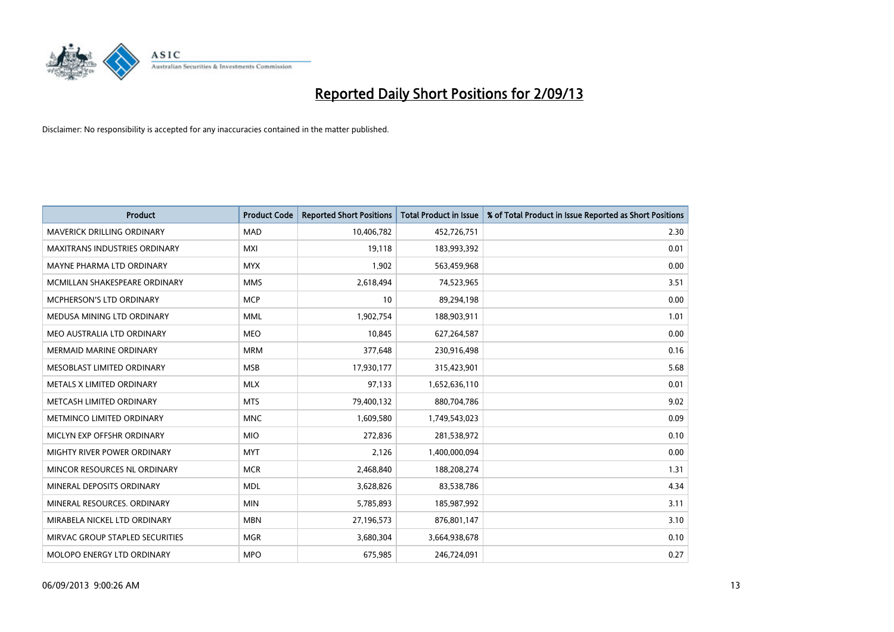# Reported Daily Short Positions for 2/09/13

Disclaimer: No responsibility is accepted for any inaccuracies contained in the matter published.

| Product | Product Code | Reported Short Positions | Total Product in Issue | % of Total Product in Issue Reported as Short Positions |
|---|---|---|---|---|
| MAVERICK DRILLING ORDINARY | MAD | 10,406,782 | 452,726,751 | 2.30 |
| MAXITRANS INDUSTRIES ORDINARY | MXI | 19,118 | 183,993,392 | 0.01 |
| MAYNE PHARMA LTD ORDINARY | MYX | 1,902 | 563,459,968 | 0.00 |
| MCMILLAN SHAKESPEARE ORDINARY | MMS | 2,618,494 | 74,523,965 | 3.51 |
| MCPHERSON'S LTD ORDINARY | MCP | 10 | 89,294,198 | 0.00 |
| MEDUSA MINING LTD ORDINARY | MML | 1,902,754 | 188,903,911 | 1.01 |
| MEO AUSTRALIA LTD ORDINARY | MEO | 10,845 | 627,264,587 | 0.00 |
| MERMAID MARINE ORDINARY | MRM | 377,648 | 230,916,498 | 0.16 |
| MESOBLAST LIMITED ORDINARY | MSB | 17,930,177 | 315,423,901 | 5.68 |
| METALS X LIMITED ORDINARY | MLX | 97,133 | 1,652,636,110 | 0.01 |
| METCASH LIMITED ORDINARY | MTS | 79,400,132 | 880,704,786 | 9.02 |
| METMINCO LIMITED ORDINARY | MNC | 1,609,580 | 1,749,543,023 | 0.09 |
| MICLYN EXP OFFSHR ORDINARY | MIO | 272,836 | 281,538,972 | 0.10 |
| MIGHTY RIVER POWER ORDINARY | MYT | 2,126 | 1,400,000,094 | 0.00 |
| MINCOR RESOURCES NL ORDINARY | MCR | 2,468,840 | 188,208,274 | 1.31 |
| MINERAL DEPOSITS ORDINARY | MDL | 3,628,826 | 83,538,786 | 4.34 |
| MINERAL RESOURCES. ORDINARY | MIN | 5,785,893 | 185,987,992 | 3.11 |
| MIRABELA NICKEL LTD ORDINARY | MBN | 27,196,573 | 876,801,147 | 3.10 |
| MIRVAC GROUP STAPLED SECURITIES | MGR | 3,680,304 | 3,664,938,678 | 0.10 |
| MOLOPO ENERGY LTD ORDINARY | MPO | 675,985 | 246,724,091 | 0.27 |

06/09/2013 9:00:26 AM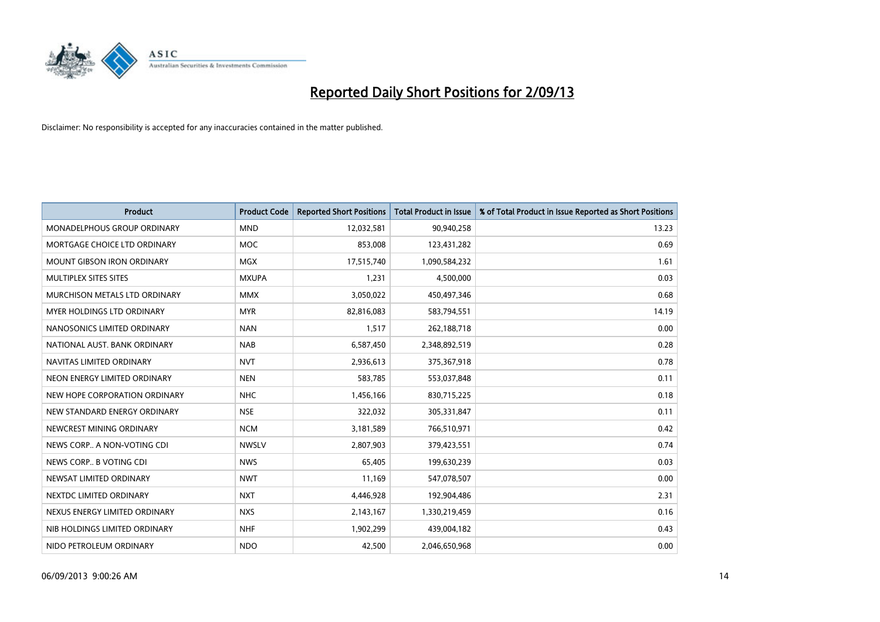# Reported Daily Short Positions for 2/09/13

Disclaimer: No responsibility is accepted for any inaccuracies contained in the matter published.

| Product | Product Code | Reported Short Positions | Total Product in Issue | % of Total Product in Issue Reported as Short Positions |
|---|---|---|---|---|
| MONADELPHOUS GROUP ORDINARY | MND | 12,032,581 | 90,940,258 | 13.23 |
| MORTGAGE CHOICE LTD ORDINARY | MOC | 853,008 | 123,431,282 | 0.69 |
| MOUNT GIBSON IRON ORDINARY | MGX | 17,515,740 | 1,090,584,232 | 1.61 |
| MULTIPLEX SITES SITES | MXUPA | 1,231 | 4,500,000 | 0.03 |
| MURCHISON METALS LTD ORDINARY | MMX | 3,050,022 | 450,497,346 | 0.68 |
| MYER HOLDINGS LTD ORDINARY | MYR | 82,816,083 | 583,794,551 | 14.19 |
| NANOSONICS LIMITED ORDINARY | NAN | 1,517 | 262,188,718 | 0.00 |
| NATIONAL AUST. BANK ORDINARY | NAB | 6,587,450 | 2,348,892,519 | 0.28 |
| NAVITAS LIMITED ORDINARY | NVT | 2,936,613 | 375,367,918 | 0.78 |
| NEON ENERGY LIMITED ORDINARY | NEN | 583,785 | 553,037,848 | 0.11 |
| NEW HOPE CORPORATION ORDINARY | NHC | 1,456,166 | 830,715,225 | 0.18 |
| NEW STANDARD ENERGY ORDINARY | NSE | 322,032 | 305,331,847 | 0.11 |
| NEWCREST MINING ORDINARY | NCM | 3,181,589 | 766,510,971 | 0.42 |
| NEWS CORP.. A NON-VOTING CDI | NWSLV | 2,807,903 | 379,423,551 | 0.74 |
| NEWS CORP.. B VOTING CDI | NWS | 65,405 | 199,630,239 | 0.03 |
| NEWSAT LIMITED ORDINARY | NWT | 11,169 | 547,078,507 | 0.00 |
| NEXTDC LIMITED ORDINARY | NXT | 4,446,928 | 192,904,486 | 2.31 |
| NEXUS ENERGY LIMITED ORDINARY | NXS | 2,143,167 | 1,330,219,459 | 0.16 |
| NIB HOLDINGS LIMITED ORDINARY | NHF | 1,902,299 | 439,004,182 | 0.43 |
| NIDO PETROLEUM ORDINARY | NDO | 42,500 | 2,046,650,968 | 0.00 |

06/09/2013 9:00:26 AM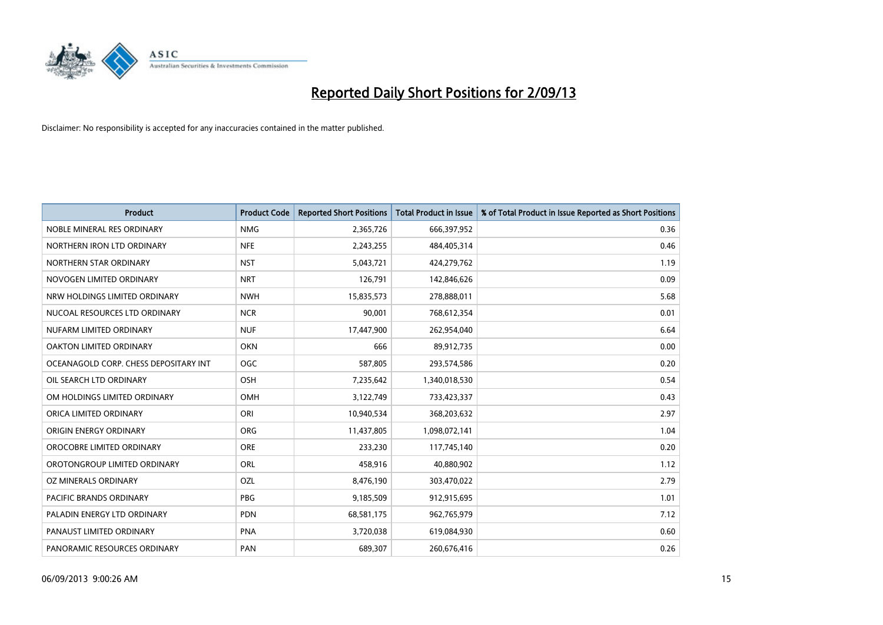# Reported Daily Short Positions for 2/09/13

Disclaimer: No responsibility is accepted for any inaccuracies contained in the matter published.

| Product | Product Code | Reported Short Positions | Total Product in Issue | % of Total Product in Issue Reported as Short Positions |
|---|---|---|---|---|
| NOBLE MINERAL RES ORDINARY | NMG | 2,365,726 | 666,397,952 | 0.36 |
| NORTHERN IRON LTD ORDINARY | NFE | 2,243,255 | 484,405,314 | 0.46 |
| NORTHERN STAR ORDINARY | NST | 5,043,721 | 424,279,762 | 1.19 |
| NOVOGEN LIMITED ORDINARY | NRT | 126,791 | 142,846,626 | 0.09 |
| NRW HOLDINGS LIMITED ORDINARY | NWH | 15,835,573 | 278,888,011 | 5.68 |
| NUCOAL RESOURCES LTD ORDINARY | NCR | 90,001 | 768,612,354 | 0.01 |
| NUFARM LIMITED ORDINARY | NUF | 17,447,900 | 262,954,040 | 6.64 |
| OAKTON LIMITED ORDINARY | OKN | 666 | 89,912,735 | 0.00 |
| OCEANAGOLD CORP. CHESS DEPOSITARY INT | OGC | 587,805 | 293,574,586 | 0.20 |
| OIL SEARCH LTD ORDINARY | OSH | 7,235,642 | 1,340,018,530 | 0.54 |
| OM HOLDINGS LIMITED ORDINARY | OMH | 3,122,749 | 733,423,337 | 0.43 |
| ORICA LIMITED ORDINARY | ORI | 10,940,534 | 368,203,632 | 2.97 |
| ORIGIN ENERGY ORDINARY | ORG | 11,437,805 | 1,098,072,141 | 1.04 |
| OROCOBRE LIMITED ORDINARY | ORE | 233,230 | 117,745,140 | 0.20 |
| OROTONGROUP LIMITED ORDINARY | ORL | 458,916 | 40,880,902 | 1.12 |
| OZ MINERALS ORDINARY | OZL | 8,476,190 | 303,470,022 | 2.79 |
| PACIFIC BRANDS ORDINARY | PBG | 9,185,509 | 912,915,695 | 1.01 |
| PALADIN ENERGY LTD ORDINARY | PDN | 68,581,175 | 962,765,979 | 7.12 |
| PANAUST LIMITED ORDINARY | PNA | 3,720,038 | 619,084,930 | 0.60 |
| PANORAMIC RESOURCES ORDINARY | PAN | 689,307 | 260,676,416 | 0.26 |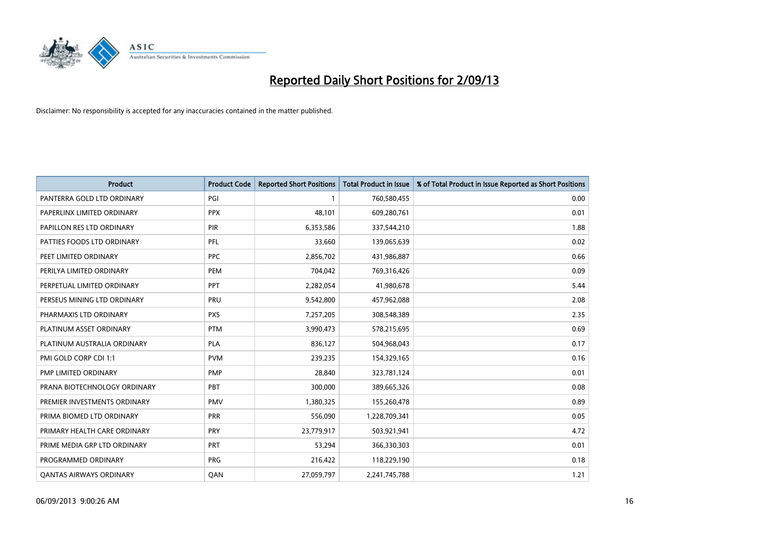# Reported Daily Short Positions for 2/09/13

Disclaimer: No responsibility is accepted for any inaccuracies contained in the matter published.

| Product | Product Code | Reported Short Positions | Total Product in Issue | % of Total Product in Issue Reported as Short Positions |
|---|---|---|---|---|
| PANTERRA GOLD LTD ORDINARY | PGI | 1 | 760,580,455 | 0.00 |
| PAPERLINX LIMITED ORDINARY | PPX | 48,101 | 609,280,761 | 0.01 |
| PAPILLON RES LTD ORDINARY | PIR | 6,353,586 | 337,544,210 | 1.88 |
| PATTIES FOODS LTD ORDINARY | PFL | 33,660 | 139,065,639 | 0.02 |
| PEET LIMITED ORDINARY | PPC | 2,856,702 | 431,986,887 | 0.66 |
| PERILYA LIMITED ORDINARY | PEM | 704,042 | 769,316,426 | 0.09 |
| PERPETUAL LIMITED ORDINARY | PPT | 2,282,054 | 41,980,678 | 5.44 |
| PERSEUS MINING LTD ORDINARY | PRU | 9,542,800 | 457,962,088 | 2.08 |
| PHARMAXIS LTD ORDINARY | PXS | 7,257,205 | 308,548,389 | 2.35 |
| PLATINUM ASSET ORDINARY | PTM | 3,990,473 | 578,215,695 | 0.69 |
| PLATINUM AUSTRALIA ORDINARY | PLA | 836,127 | 504,968,043 | 0.17 |
| PMI GOLD CORP CDI 1:1 | PVM | 239,235 | 154,329,165 | 0.16 |
| PMP LIMITED ORDINARY | PMP | 28,840 | 323,781,124 | 0.01 |
| PRANA BIOTECHNOLOGY ORDINARY | PBT | 300,000 | 389,665,326 | 0.08 |
| PREMIER INVESTMENTS ORDINARY | PMV | 1,380,325 | 155,260,478 | 0.89 |
| PRIMA BIOMED LTD ORDINARY | PRR | 556,090 | 1,228,709,341 | 0.05 |
| PRIMARY HEALTH CARE ORDINARY | PRY | 23,779,917 | 503,921,941 | 4.72 |
| PRIME MEDIA GRP LTD ORDINARY | PRT | 53,294 | 366,330,303 | 0.01 |
| PROGRAMMED ORDINARY | PRG | 216,422 | 118,229,190 | 0.18 |
| QANTAS AIRWAYS ORDINARY | QAN | 27,059,797 | 2,241,745,788 | 1.21 |

06/09/2013 9:00:26 AM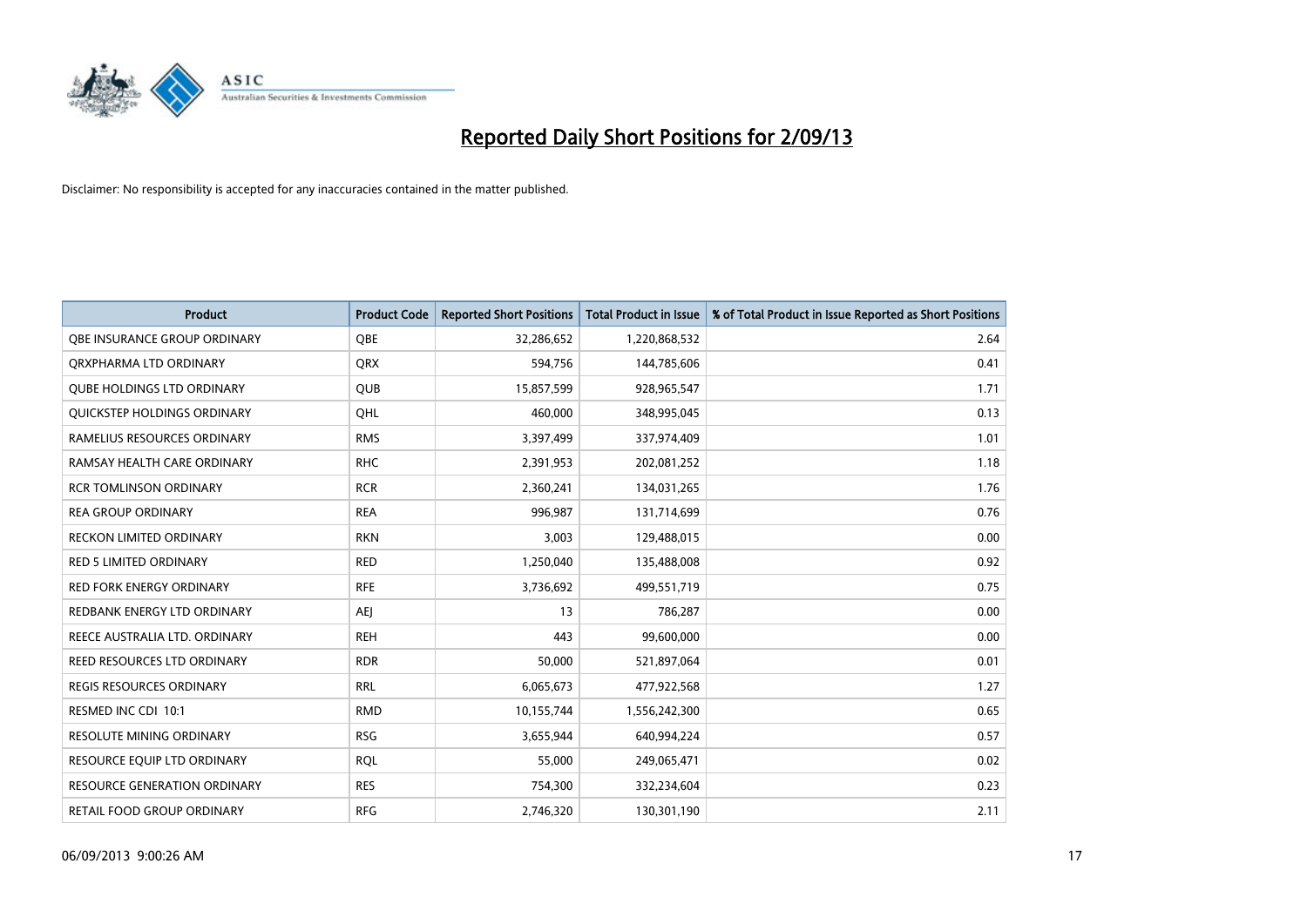# Reported Daily Short Positions for 2/09/13

Disclaimer: No responsibility is accepted for any inaccuracies contained in the matter published.

| Product | Product Code | Reported Short Positions | Total Product in Issue | % of Total Product in Issue Reported as Short Positions |
|---|---|---|---|---|
| QBE INSURANCE GROUP ORDINARY | QBE | 32,286,652 | 1,220,868,532 | 2.64 |
| QRXPHARMA LTD ORDINARY | QRX | 594,756 | 144,785,606 | 0.41 |
| QUBE HOLDINGS LTD ORDINARY | QUB | 15,857,599 | 928,965,547 | 1.71 |
| QUICKSTEP HOLDINGS ORDINARY | QHL | 460,000 | 348,995,045 | 0.13 |
| RAMELIUS RESOURCES ORDINARY | RMS | 3,397,499 | 337,974,409 | 1.01 |
| RAMSAY HEALTH CARE ORDINARY | RHC | 2,391,953 | 202,081,252 | 1.18 |
| RCR TOMLINSON ORDINARY | RCR | 2,360,241 | 134,031,265 | 1.76 |
| REA GROUP ORDINARY | REA | 996,987 | 131,714,699 | 0.76 |
| RECKON LIMITED ORDINARY | RKN | 3,003 | 129,488,015 | 0.00 |
| RED 5 LIMITED ORDINARY | RED | 1,250,040 | 135,488,008 | 0.92 |
| RED FORK ENERGY ORDINARY | RFE | 3,736,692 | 499,551,719 | 0.75 |
| REDBANK ENERGY LTD ORDINARY | AEJ | 13 | 786,287 | 0.00 |
| REECE AUSTRALIA LTD. ORDINARY | REH | 443 | 99,600,000 | 0.00 |
| REED RESOURCES LTD ORDINARY | RDR | 50,000 | 521,897,064 | 0.01 |
| REGIS RESOURCES ORDINARY | RRL | 6,065,673 | 477,922,568 | 1.27 |
| RESMED INC CDI 10:1 | RMD | 10,155,744 | 1,556,242,300 | 0.65 |
| RESOLUTE MINING ORDINARY | RSG | 3,655,944 | 640,994,224 | 0.57 |
| RESOURCE EQUIP LTD ORDINARY | RQL | 55,000 | 249,065,471 | 0.02 |
| RESOURCE GENERATION ORDINARY | RES | 754,300 | 332,234,604 | 0.23 |
| RETAIL FOOD GROUP ORDINARY | RFG | 2,746,320 | 130,301,190 | 2.11 |

06/09/2013 9:00:26 AM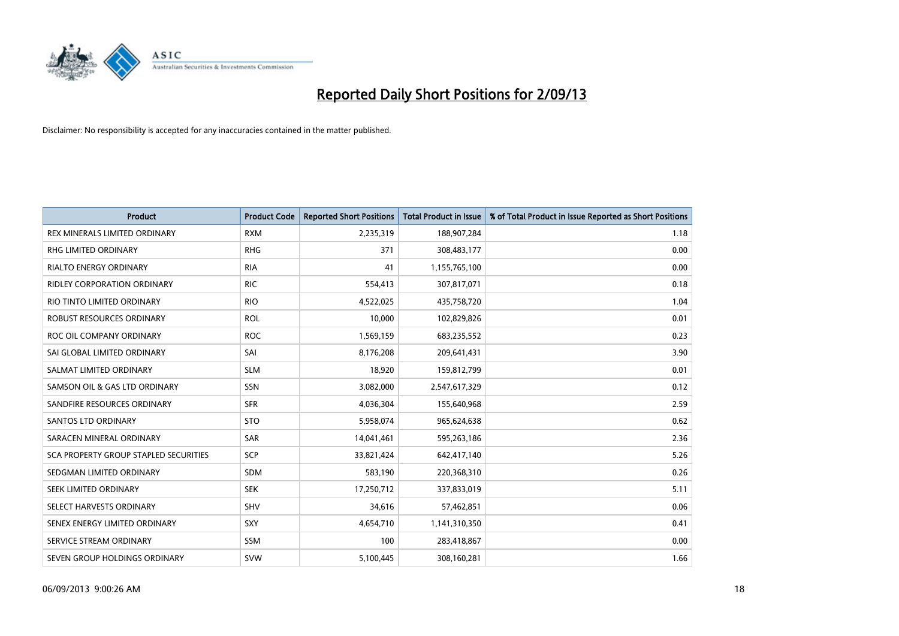# Reported Daily Short Positions for 2/09/13

Disclaimer: No responsibility is accepted for any inaccuracies contained in the matter published.

| Product | Product Code | Reported Short Positions | Total Product in Issue | % of Total Product in Issue Reported as Short Positions |
|---|---|---|---|---|
| REX MINERALS LIMITED ORDINARY | RXM | 2,235,319 | 188,907,284 | 1.18 |
| RHG LIMITED ORDINARY | RHG | 371 | 308,483,177 | 0.00 |
| RIALTO ENERGY ORDINARY | RIA | 41 | 1,155,765,100 | 0.00 |
| RIDLEY CORPORATION ORDINARY | RIC | 554,413 | 307,817,071 | 0.18 |
| RIO TINTO LIMITED ORDINARY | RIO | 4,522,025 | 435,758,720 | 1.04 |
| ROBUST RESOURCES ORDINARY | ROL | 10,000 | 102,829,826 | 0.01 |
| ROC OIL COMPANY ORDINARY | ROC | 1,569,159 | 683,235,552 | 0.23 |
| SAI GLOBAL LIMITED ORDINARY | SAI | 8,176,208 | 209,641,431 | 3.90 |
| SALMAT LIMITED ORDINARY | SLM | 18,920 | 159,812,799 | 0.01 |
| SAMSON OIL & GAS LTD ORDINARY | SSN | 3,082,000 | 2,547,617,329 | 0.12 |
| SANDFIRE RESOURCES ORDINARY | SFR | 4,036,304 | 155,640,968 | 2.59 |
| SANTOS LTD ORDINARY | STO | 5,958,074 | 965,624,638 | 0.62 |
| SARACEN MINERAL ORDINARY | SAR | 14,041,461 | 595,263,186 | 2.36 |
| SCA PROPERTY GROUP STAPLED SECURITIES | SCP | 33,821,424 | 642,417,140 | 5.26 |
| SEDGMAN LIMITED ORDINARY | SDM | 583,190 | 220,368,310 | 0.26 |
| SEEK LIMITED ORDINARY | SEK | 17,250,712 | 337,833,019 | 5.11 |
| SELECT HARVESTS ORDINARY | SHV | 34,616 | 57,462,851 | 0.06 |
| SENEX ENERGY LIMITED ORDINARY | SXY | 4,654,710 | 1,141,310,350 | 0.41 |
| SERVICE STREAM ORDINARY | SSM | 100 | 283,418,867 | 0.00 |
| SEVEN GROUP HOLDINGS ORDINARY | SVW | 5,100,445 | 308,160,281 | 1.66 |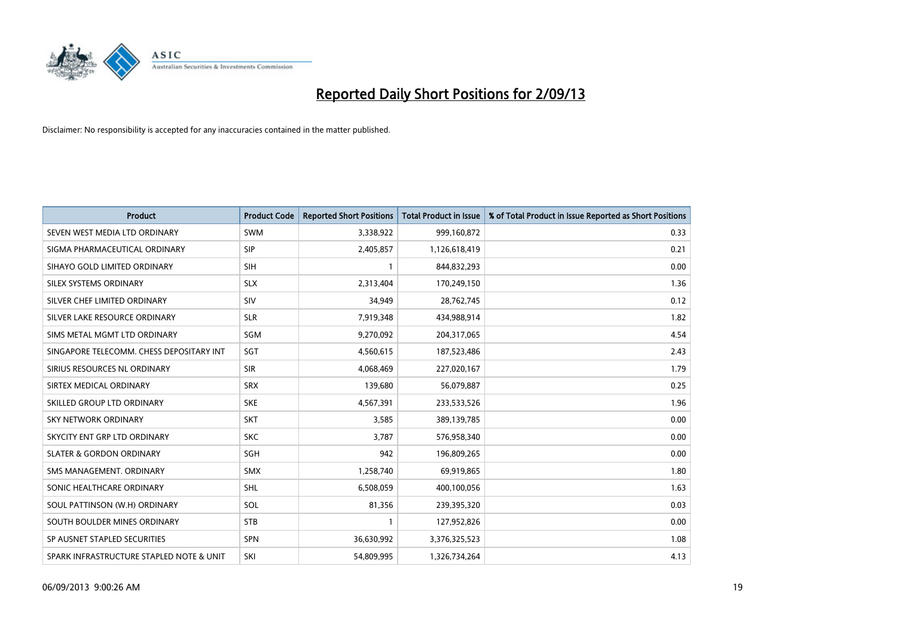# Reported Daily Short Positions for 2/09/13

Disclaimer: No responsibility is accepted for any inaccuracies contained in the matter published.

| Product | Product Code | Reported Short Positions | Total Product in Issue | % of Total Product in Issue Reported as Short Positions |
|---|---|---|---|---|
| SEVEN WEST MEDIA LTD ORDINARY | SWM | 3,338,922 | 999,160,872 | 0.33 |
| SIGMA PHARMACEUTICAL ORDINARY | SIP | 2,405,857 | 1,126,618,419 | 0.21 |
| SIHAYO GOLD LIMITED ORDINARY | SIH | 1 | 844,832,293 | 0.00 |
| SILEX SYSTEMS ORDINARY | SLX | 2,313,404 | 170,249,150 | 1.36 |
| SILVER CHEF LIMITED ORDINARY | SIV | 34,949 | 28,762,745 | 0.12 |
| SILVER LAKE RESOURCE ORDINARY | SLR | 7,919,348 | 434,988,914 | 1.82 |
| SIMS METAL MGMT LTD ORDINARY | SGM | 9,270,092 | 204,317,065 | 4.54 |
| SINGAPORE TELECOMM. CHESS DEPOSITARY INT | SGT | 4,560,615 | 187,523,486 | 2.43 |
| SIRIUS RESOURCES NL ORDINARY | SIR | 4,068,469 | 227,020,167 | 1.79 |
| SIRTEX MEDICAL ORDINARY | SRX | 139,680 | 56,079,887 | 0.25 |
| SKILLED GROUP LTD ORDINARY | SKE | 4,567,391 | 233,533,526 | 1.96 |
| SKY NETWORK ORDINARY | SKT | 3,585 | 389,139,785 | 0.00 |
| SKYCITY ENT GRP LTD ORDINARY | SKC | 3,787 | 576,958,340 | 0.00 |
| SLATER & GORDON ORDINARY | SGH | 942 | 196,809,265 | 0.00 |
| SMS MANAGEMENT. ORDINARY | SMX | 1,258,740 | 69,919,865 | 1.80 |
| SONIC HEALTHCARE ORDINARY | SHL | 6,508,059 | 400,100,056 | 1.63 |
| SOUL PATTINSON (W.H) ORDINARY | SOL | 81,356 | 239,395,320 | 0.03 |
| SOUTH BOULDER MINES ORDINARY | STB | 1 | 127,952,826 | 0.00 |
| SP AUSNET STAPLED SECURITIES | SPN | 36,630,992 | 3,376,325,523 | 1.08 |
| SPARK INFRASTRUCTURE STAPLED NOTE & UNIT | SKI | 54,809,995 | 1,326,734,264 | 4.13 |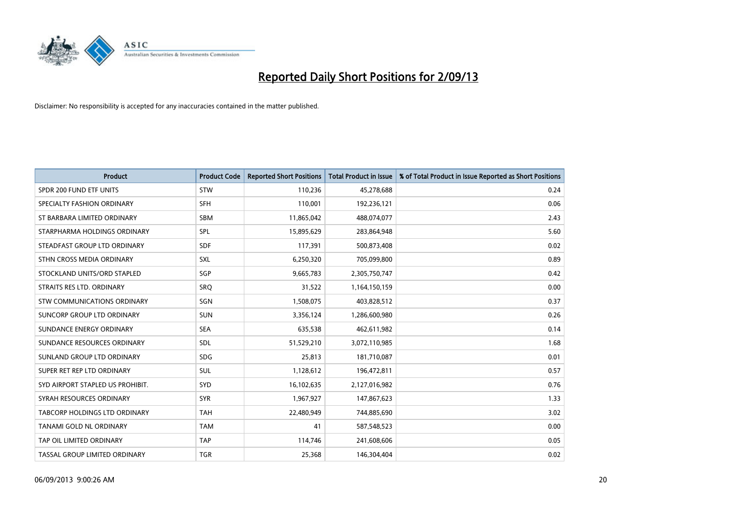# Reported Daily Short Positions for 2/09/13

Disclaimer: No responsibility is accepted for any inaccuracies contained in the matter published.

| Product | Product Code | Reported Short Positions | Total Product in Issue | % of Total Product in Issue Reported as Short Positions |
|---|---|---|---|---|
| SPDR 200 FUND ETF UNITS | STW | 110,236 | 45,278,688 | 0.24 |
| SPECIALTY FASHION ORDINARY | SFH | 110,001 | 192,236,121 | 0.06 |
| ST BARBARA LIMITED ORDINARY | SBM | 11,865,042 | 488,074,077 | 2.43 |
| STARPHARMA HOLDINGS ORDINARY | SPL | 15,895,629 | 283,864,948 | 5.60 |
| STEADFAST GROUP LTD ORDINARY | SDF | 117,391 | 500,873,408 | 0.02 |
| STHN CROSS MEDIA ORDINARY | SXL | 6,250,320 | 705,099,800 | 0.89 |
| STOCKLAND UNITS/ORD STAPLED | SGP | 9,665,783 | 2,305,750,747 | 0.42 |
| STRAITS RES LTD. ORDINARY | SRQ | 31,522 | 1,164,150,159 | 0.00 |
| STW COMMUNICATIONS ORDINARY | SGN | 1,508,075 | 403,828,512 | 0.37 |
| SUNCORP GROUP LTD ORDINARY | SUN | 3,356,124 | 1,286,600,980 | 0.26 |
| SUNDANCE ENERGY ORDINARY | SEA | 635,538 | 462,611,982 | 0.14 |
| SUNDANCE RESOURCES ORDINARY | SDL | 51,529,210 | 3,072,110,985 | 1.68 |
| SUNLAND GROUP LTD ORDINARY | SDG | 25,813 | 181,710,087 | 0.01 |
| SUPER RET REP LTD ORDINARY | SUL | 1,128,612 | 196,472,811 | 0.57 |
| SYD AIRPORT STAPLED US PROHIBIT. | SYD | 16,102,635 | 2,127,016,982 | 0.76 |
| SYRAH RESOURCES ORDINARY | SYR | 1,967,927 | 147,867,623 | 1.33 |
| TABCORP HOLDINGS LTD ORDINARY | TAH | 22,480,949 | 744,885,690 | 3.02 |
| TANAMI GOLD NL ORDINARY | TAM | 41 | 587,548,523 | 0.00 |
| TAP OIL LIMITED ORDINARY | TAP | 114,746 | 241,608,606 | 0.05 |
| TASSAL GROUP LIMITED ORDINARY | TGR | 25,368 | 146,304,404 | 0.02 |

06/09/2013 9:00:26 AM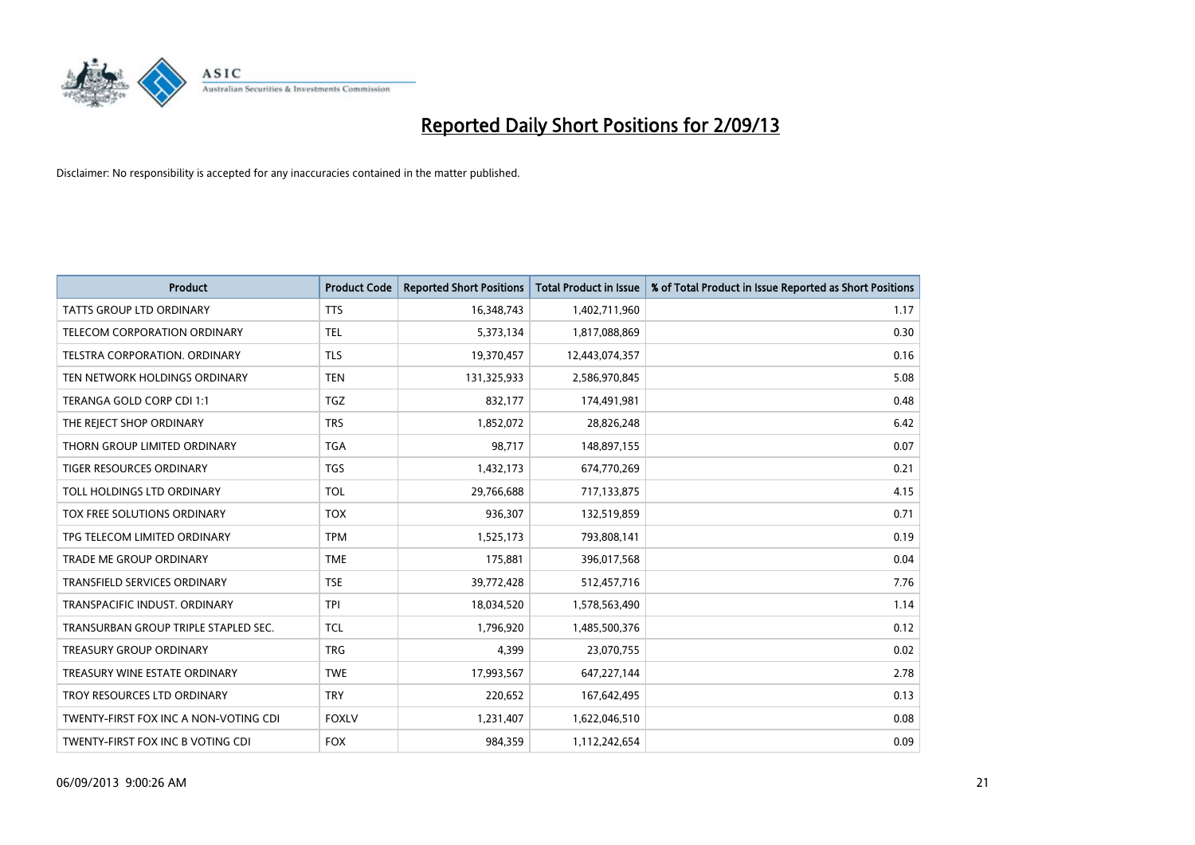# Reported Daily Short Positions for 2/09/13

Disclaimer: No responsibility is accepted for any inaccuracies contained in the matter published.

| Product | Product Code | Reported Short Positions | Total Product in Issue | % of Total Product in Issue Reported as Short Positions |
|---|---|---|---|---|
| TATTS GROUP LTD ORDINARY | TTS | 16,348,743 | 1,402,711,960 | 1.17 |
| TELECOM CORPORATION ORDINARY | TEL | 5,373,134 | 1,817,088,869 | 0.30 |
| TELSTRA CORPORATION. ORDINARY | TLS | 19,370,457 | 12,443,074,357 | 0.16 |
| TEN NETWORK HOLDINGS ORDINARY | TEN | 131,325,933 | 2,586,970,845 | 5.08 |
| TERANGA GOLD CORP CDI 1:1 | TGZ | 832,177 | 174,491,981 | 0.48 |
| THE REJECT SHOP ORDINARY | TRS | 1,852,072 | 28,826,248 | 6.42 |
| THORN GROUP LIMITED ORDINARY | TGA | 98,717 | 148,897,155 | 0.07 |
| TIGER RESOURCES ORDINARY | TGS | 1,432,173 | 674,770,269 | 0.21 |
| TOLL HOLDINGS LTD ORDINARY | TOL | 29,766,688 | 717,133,875 | 4.15 |
| TOX FREE SOLUTIONS ORDINARY | TOX | 936,307 | 132,519,859 | 0.71 |
| TPG TELECOM LIMITED ORDINARY | TPM | 1,525,173 | 793,808,141 | 0.19 |
| TRADE ME GROUP ORDINARY | TME | 175,881 | 396,017,568 | 0.04 |
| TRANSFIELD SERVICES ORDINARY | TSE | 39,772,428 | 512,457,716 | 7.76 |
| TRANSPACIFIC INDUST. ORDINARY | TPI | 18,034,520 | 1,578,563,490 | 1.14 |
| TRANSURBAN GROUP TRIPLE STAPLED SEC. | TCL | 1,796,920 | 1,485,500,376 | 0.12 |
| TREASURY GROUP ORDINARY | TRG | 4,399 | 23,070,755 | 0.02 |
| TREASURY WINE ESTATE ORDINARY | TWE | 17,993,567 | 647,227,144 | 2.78 |
| TROY RESOURCES LTD ORDINARY | TRY | 220,652 | 167,642,495 | 0.13 |
| TWENTY-FIRST FOX INC A NON-VOTING CDI | FOXLV | 1,231,407 | 1,622,046,510 | 0.08 |
| TWENTY-FIRST FOX INC B VOTING CDI | FOX | 984,359 | 1,112,242,654 | 0.09 |

06/09/2013 9:00:26 AM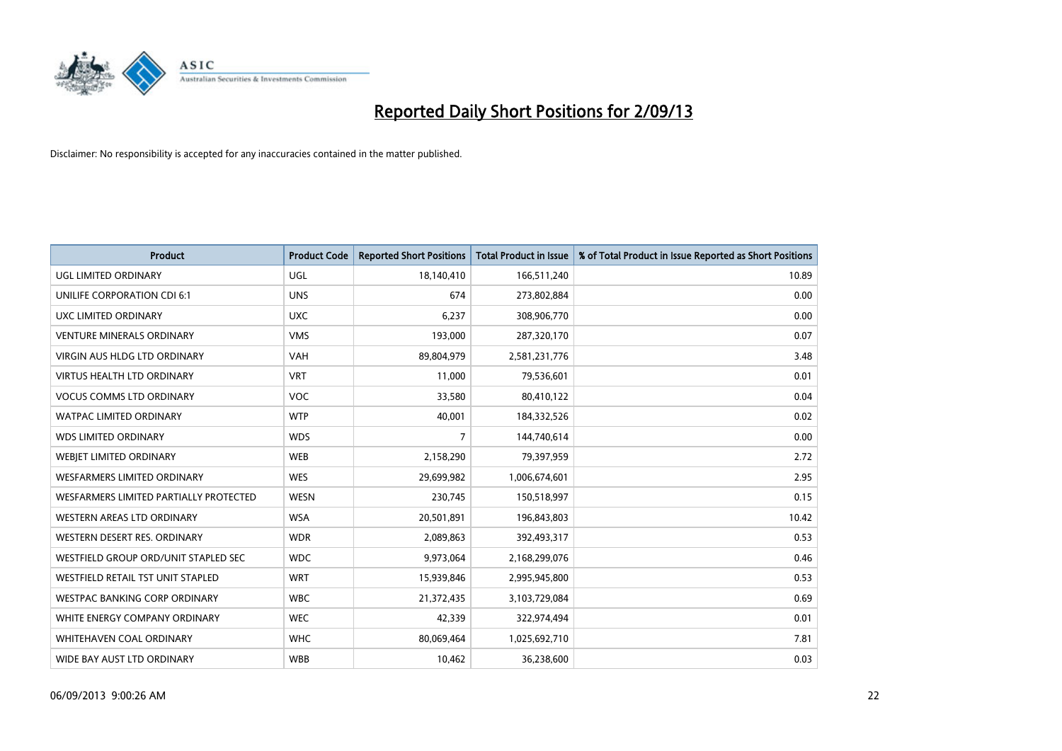# Reported Daily Short Positions for 2/09/13

Disclaimer: No responsibility is accepted for any inaccuracies contained in the matter published.

| Product | Product Code | Reported Short Positions | Total Product in Issue | % of Total Product in Issue Reported as Short Positions |
|---|---|---|---|---|
| UGL LIMITED ORDINARY | UGL | 18,140,410 | 166,511,240 | 10.89 |
| UNILIFE CORPORATION CDI 6:1 | UNS | 674 | 273,802,884 | 0.00 |
| UXC LIMITED ORDINARY | UXC | 6,237 | 308,906,770 | 0.00 |
| VENTURE MINERALS ORDINARY | VMS | 193,000 | 287,320,170 | 0.07 |
| VIRGIN AUS HLDG LTD ORDINARY | VAH | 89,804,979 | 2,581,231,776 | 3.48 |
| VIRTUS HEALTH LTD ORDINARY | VRT | 11,000 | 79,536,601 | 0.01 |
| VOCUS COMMS LTD ORDINARY | VOC | 33,580 | 80,410,122 | 0.04 |
| WATPAC LIMITED ORDINARY | WTP | 40,001 | 184,332,526 | 0.02 |
| WDS LIMITED ORDINARY | WDS | 7 | 144,740,614 | 0.00 |
| WEBJET LIMITED ORDINARY | WEB | 2,158,290 | 79,397,959 | 2.72 |
| WESFARMERS LIMITED ORDINARY | WES | 29,699,982 | 1,006,674,601 | 2.95 |
| WESFARMERS LIMITED PARTIALLY PROTECTED | WESN | 230,745 | 150,518,997 | 0.15 |
| WESTERN AREAS LTD ORDINARY | WSA | 20,501,891 | 196,843,803 | 10.42 |
| WESTERN DESERT RES. ORDINARY | WDR | 2,089,863 | 392,493,317 | 0.53 |
| WESTFIELD GROUP ORD/UNIT STAPLED SEC | WDC | 9,973,064 | 2,168,299,076 | 0.46 |
| WESTFIELD RETAIL TST UNIT STAPLED | WRT | 15,939,846 | 2,995,945,800 | 0.53 |
| WESTPAC BANKING CORP ORDINARY | WBC | 21,372,435 | 3,103,729,084 | 0.69 |
| WHITE ENERGY COMPANY ORDINARY | WEC | 42,339 | 322,974,494 | 0.01 |
| WHITEHAVEN COAL ORDINARY | WHC | 80,069,464 | 1,025,692,710 | 7.81 |
| WIDE BAY AUST LTD ORDINARY | WBB | 10,462 | 36,238,600 | 0.03 |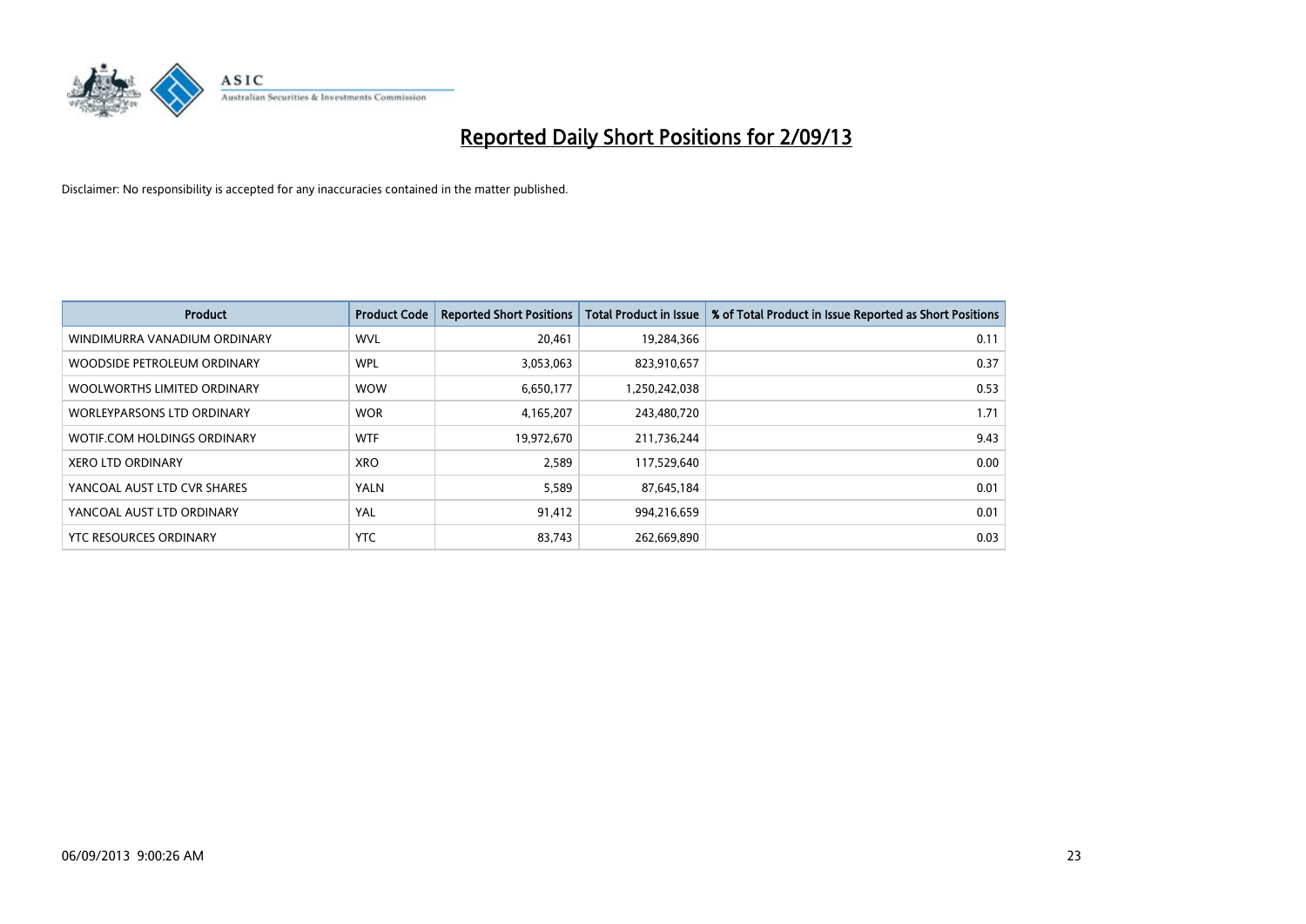# Reported Daily Short Positions for 2/09/13

Disclaimer: No responsibility is accepted for any inaccuracies contained in the matter published.

| Product | Product Code | Reported Short Positions | Total Product in Issue | % of Total Product in Issue Reported as Short Positions |
|---|---|---|---|---|
| WINDIMURRA VANADIUM ORDINARY | WVL | 20,461 | 19,284,366 | 0.11 |
| WOODSIDE PETROLEUM ORDINARY | WPL | 3,053,063 | 823,910,657 | 0.37 |
| WOOLWORTHS LIMITED ORDINARY | WOW | 6,650,177 | 1,250,242,038 | 0.53 |
| WORLEYPARSONS LTD ORDINARY | WOR | 4,165,207 | 243,480,720 | 1.71 |
| WOTIF.COM HOLDINGS ORDINARY | WTF | 19,972,670 | 211,736,244 | 9.43 |
| XERO LTD ORDINARY | XRO | 2,589 | 117,529,640 | 0.00 |
| YANCOAL AUST LTD CVR SHARES | YALN | 5,589 | 87,645,184 | 0.01 |
| YANCOAL AUST LTD ORDINARY | YAL | 91,412 | 994,216,659 | 0.01 |
| YTC RESOURCES ORDINARY | YTC | 83,743 | 262,669,890 | 0.03 |